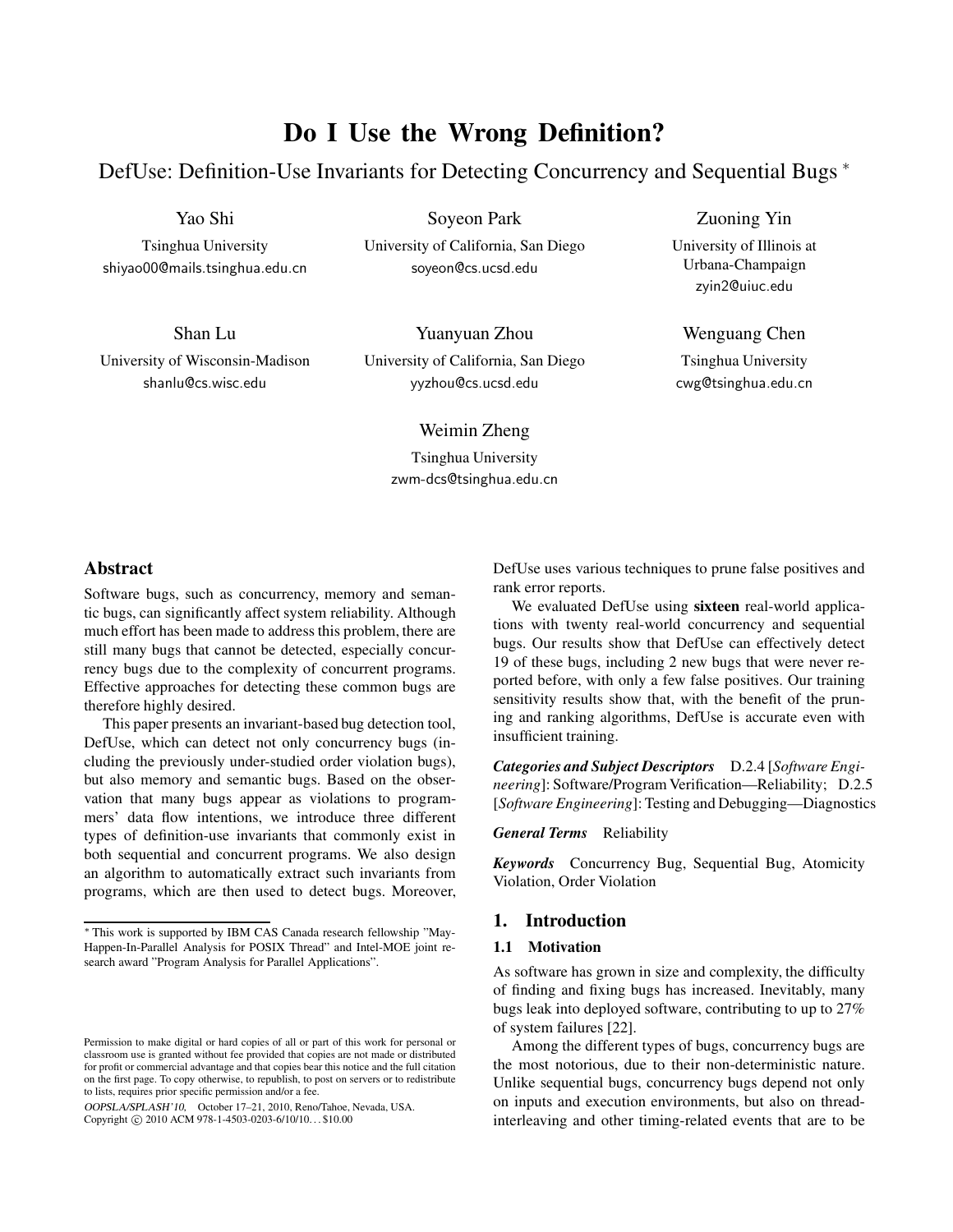# Do I Use the Wrong Definition?

## DefUse: Definition-Use Invariants for Detecting Concurrency and Sequential Bugs *

Yao Shi
Tsinghua University
shiyao00@mails.tsinghua.edu.cn

Soyeon Park
University of California, San Diego
soyeon@cs.ucsd.edu

Zuoning Yin
University of Illinois at Urbana-Champaign
zyin2@uiuc.edu

Shan Lu
University of Wisconsin-Madison
shanlu@cs.wisc.edu

Yuanyuan Zhou
University of California, San Diego
yyzhou@cs.ucsd.edu

Wenguang Chen
Tsinghua University
cwg@tsinghua.edu.cn

Weimin Zheng
Tsinghua University
zwm-dcs@tsinghua.edu.cn

### Abstract

Software bugs, such as concurrency, memory and semantic bugs, can significantly affect system reliability. Although much effort has been made to address this problem, there are still many bugs that cannot be detected, especially concurrency bugs due to the complexity of concurrent programs. Effective approaches for detecting these common bugs are therefore highly desired.

This paper presents an invariant-based bug detection tool, DefUse, which can detect not only concurrency bugs (including the previously under-studied order violation bugs), but also memory and semantic bugs. Based on the observation that many bugs appear as violations to programmers' data flow intentions, we introduce three different types of definition-use invariants that commonly exist in both sequential and concurrent programs. We also design an algorithm to automatically extract such invariants from programs, which are then used to detect bugs. Moreover, DefUse uses various techniques to prune false positives and rank error reports.

We evaluated DefUse using **sixteen** real-world applications with twenty real-world concurrency and sequential bugs. Our results show that DefUse can effectively detect 19 of these bugs, including 2 new bugs that were never reported before, with only a few false positives. Our training sensitivity results show that, with the benefit of the pruning and ranking algorithms, DefUse is accurate even with insufficient training.

***Categories and Subject Descriptors*** D.2.4 [*Software Engineering*]: Software/Program Verification—Reliability; D.2.5 [*Software Engineering*]: Testing and Debugging—Diagnostics

***General Terms*** Reliability

***Keywords*** Concurrency Bug, Sequential Bug, Atomicity Violation, Order Violation

## 1. Introduction

### 1.1 Motivation

As software has grown in size and complexity, the difficulty of finding and fixing bugs has increased. Inevitably, many bugs leak into deployed software, contributing to up to 27% of system failures [22].

Among the different types of bugs, concurrency bugs are the most notorious, due to their non-deterministic nature. Unlike sequential bugs, concurrency bugs depend not only on inputs and execution environments, but also on thread-interleaving and other timing-related events that are to be

---

* This work is supported by IBM CAS Canada research fellowship "May-Happen-In-Parallel Analysis for POSIX Thread" and Intel-MOE joint research award "Program Analysis for Parallel Applications".

Permission to make digital or hard copies of all or part of this work for personal or classroom use is granted without fee provided that copies are not made or distributed for profit or commercial advantage and that copies bear this notice and the full citation on the first page. To copy otherwise, to republish, to post on servers or to redistribute to lists, requires prior specific permission and/or a fee.

*OOPSLA/SPLASH'10,* October 17–21, 2010, Reno/Tahoe, Nevada, USA.
Copyright © 2010 ACM 978-1-4503-0203-6/10/10... $10.00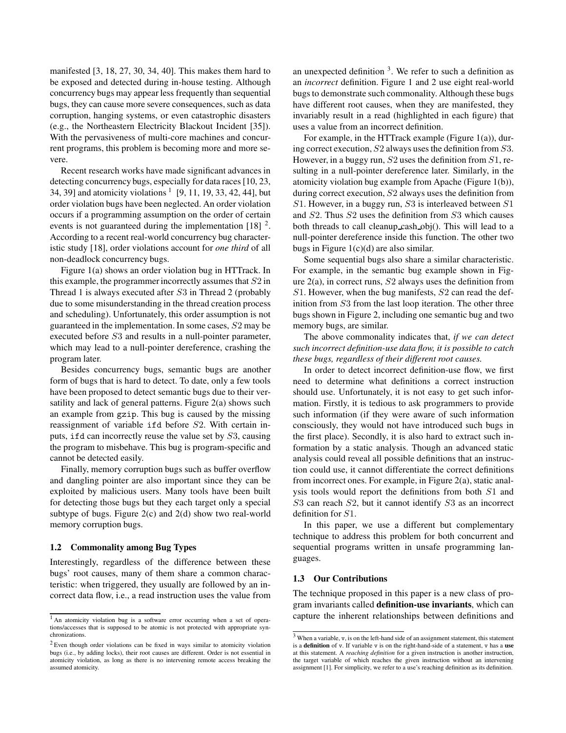manifested [3, 18, 27, 30, 34, 40]. This makes them hard to be exposed and detected during in-house testing. Although concurrency bugs may appear less frequently than sequential bugs, they can cause more severe consequences, such as data corruption, hanging systems, or even catastrophic disasters (e.g., the Northeastern Electricity Blackout Incident [35]). With the pervasiveness of multi-core machines and concurrent programs, this problem is becoming more and more severe.

Recent research works have made significant advances in detecting concurrency bugs, especially for data races [10, 23, 34, 39] and atomicity violations [1] [9, 11, 19, 33, 42, 44], but order violation bugs have been neglected. An order violation occurs if a programming assumption on the order of certain events is not guaranteed during the implementation [18] [2]. According to a recent real-world concurrency bug characteristic study [18], order violations account for *one third* of all non-deadlock concurrency bugs.

Figure 1(a) shows an order violation bug in HTTrack. In this example, the programmer incorrectly assumes that $S2$ in Thread 1 is always executed after $S3$ in Thread 2 (probably due to some misunderstanding in the thread creation process and scheduling). Unfortunately, this order assumption is not guaranteed in the implementation. In some cases, $S2$ may be executed before $S3$ and results in a null-pointer parameter, which may lead to a null-pointer dereference, crashing the program later.

Besides concurrency bugs, semantic bugs are another form of bugs that is hard to detect. To date, only a few tools have been proposed to detect semantic bugs due to their versatility and lack of general patterns. Figure 2(a) shows such an example from `gzip`. This bug is caused by the missing reassignment of variable `ifd` before $S2$. With certain inputs, `ifd` can incorrectly reuse the value set by $S3$, causing the program to misbehave. This bug is program-specific and cannot be detected easily.

Finally, memory corruption bugs such as buffer overflow and dangling pointer are also important since they can be exploited by malicious users. Many tools have been built for detecting those bugs but they each target only a special subtype of bugs. Figure 2(c) and 2(d) show two real-world memory corruption bugs.

### 1.2 Commonality among Bug Types

Interestingly, regardless of the difference between these bugs' root causes, many of them share a common characteristic: when triggered, they usually are followed by an incorrect data flow, i.e., a read instruction uses the value from an unexpected definition [3]. We refer to such a definition as an *incorrect* definition. Figure 1 and 2 use eight real-world bugs to demonstrate such commonality. Although these bugs have different root causes, when they are manifested, they invariably result in a read (highlighted in each figure) that uses a value from an incorrect definition.

For example, in the HTTrack example (Figure 1(a)), during correct execution, $S2$ always uses the definition from $S3$. However, in a buggy run, $S2$ uses the definition from $S1$, resulting in a null-pointer dereference later. Similarly, in the atomicity violation bug example from Apache (Figure 1(b)), during correct execution, $S2$ always uses the definition from $S1$. However, in a buggy run, $S3$ is interleaved between $S1$ and $S2$. Thus $S2$ uses the definition from $S3$ which causes both threads to call cleanup_cash_obj(). This will lead to a null-pointer dereference inside this function. The other two bugs in Figure 1(c)(d) are also similar.

Some sequential bugs also share a similar characteristic. For example, in the semantic bug example shown in Figure 2(a), in correct runs, $S2$ always uses the definition from $S1$. However, when the bug manifests, $S2$ can read the definition from $S3$ from the last loop iteration. The other three bugs shown in Figure 2, including one semantic bug and two memory bugs, are similar.

The above commonality indicates that, *if we can detect such incorrect definition-use data flow, it is possible to catch these bugs, regardless of their different root causes.*

In order to detect incorrect definition-use flow, we first need to determine what definitions a correct instruction should use. Unfortunately, it is not easy to get such information. Firstly, it is tedious to ask programmers to provide such information (if they were aware of such information consciously, they would not have introduced such bugs in the first place). Secondly, it is also hard to extract such information by a static analysis. Though an advanced static analysis could reveal all possible definitions that an instruction could use, it cannot differentiate the correct definitions from incorrect ones. For example, in Figure 2(a), static analysis tools would report the definitions from both $S1$ and $S3$ can reach $S2$, but it cannot identify $S3$ as an incorrect definition for $S1$.

In this paper, we use a different but complementary technique to address this problem for both concurrent and sequential programs written in unsafe programming languages.

### 1.3 Our Contributions

The technique proposed in this paper is a new class of program invariants called **definition-use invariants**, which can capture the inherent relationships between definitions and

---

[1] An atomicity violation bug is a software error occurring when a set of operations/accesses that is supposed to be atomic is not protected with appropriate synchronizations.

[2] Even though order violations can be fixed in ways similar to atomicity violation bugs (i.e., by adding locks), their root causes are different. Order is not essential in atomicity violation, as long as there is no intervening remote access breaking the assumed atomicity.

[3] When a variable, v, is on the left-hand side of an assignment statement, this statement is a **definition** of v. If variable v is on the right-hand-side of a statement, v has a **use** at this statement. A *reaching definition* for a given instruction is another instruction, the target variable of which reaches the given instruction without an intervening assignment [1]. For simplicity, we refer to a use's reaching definition as its definition.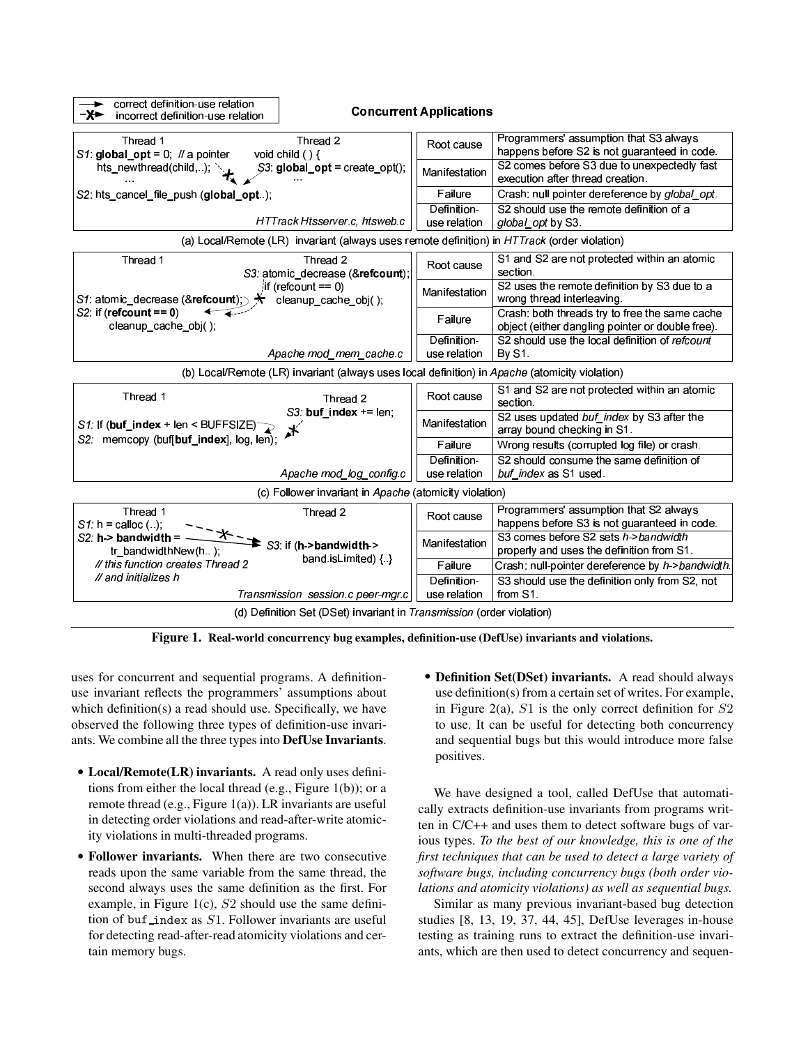→ correct definition-use relation
-X→ incorrect definition-use relation

**Concurrent Applications**

```
Thread 1                                   Thread 2
S1: global_opt = 0;  // a pointer          void child ( ) {
    hts_newthread(child,..);                  S3: global_opt = create_opt();
    ...                                       ...
S2: hts_cancel_file_push (global_opt..);

                                     HTTrack Htsserver.c, htsweb.c
```

| | |
|---|---|
| Root cause | Programmers' assumption that S3 always happens before S2 is not guaranteed in code. |
| Manifestation | S2 comes before S3 due to unexpectedly fast execution after thread creation. |
| Failure | Crash: null pointer dereference by *global_opt*. |
| Definition-use relation | S2 should use the remote definition of a *global_opt* by S3. |

(a) Local/Remote (LR) invariant (always uses remote definition) in *HTTrack* (order violation)

```
Thread 1                                   Thread 2
                                           S3: atomic_decrease (&refcount);
                                               if (refcount == 0)
S1: atomic_decrease (&refcount);                   cleanup_cache_obj( );
S2: if (refcount == 0)
        cleanup_cache_obj( );

                                     Apache mod_mem_cache.c
```

| | |
|---|---|
| Root cause | S1 and S2 are not protected within an atomic section. |
| Manifestation | S2 uses the remote definition by S3 due to a wrong thread interleaving. |
| Failure | Crash: both threads try to free the same cache object (either dangling pointer or double free). |
| Definition-use relation | S2 should use the local definition of *refcount* By S1. |

(b) Local/Remote (LR) invariant (always uses local definition) in *Apache* (atomicity violation)

```
Thread 1                                        Thread 2
                                                S3: buf_index += len;
S1: If (buf_index + len < BUFFSIZE)
S2:     memcopy (buf[buf_index], log, len);

                                     Apache mod_log_config.c
```

| | |
|---|---|
| Root cause | S1 and S2 are not protected within an atomic section. |
| Manifestation | S2 uses updated *buf_index* by S3 after the array bound checking in S1. |
| Failure | Wrong results (corrupted log file) or crash. |
| Definition-use relation | S2 should consume the same definition of *buf_index* as S1 used. |

(c) Follower invariant in *Apache* (atomicity violation)

```
Thread 1                                   Thread 2
S1: h = calloc (..);
S2: h-> bandwidth =                        S3: if (h->bandwidth->
      tr_bandwidthNew(h.. );                       band.isLimited) {..}
    // this function creates Thread 2
    // and initializes h

                                     Transmission session.c peer-mgr.c
```

| | |
|---|---|
| Root cause | Programmers' assumption that S2 always happens before S3 is not guaranteed in code. |
| Manifestation | S3 comes before S2 sets *h->bandwidth* properly and uses the definition from S1. |
| Failure | Crash: null-pointer dereference by *h->bandwidth*. |
| Definition-use relation | S3 should use the definition only from S2, not from S1. |

(d) Definition Set (DSet) invariant in *Transmission* (order violation)

**Figure 1. Real-world concurrency bug examples, definition-use (DefUse) invariants and violations.**

uses for concurrent and sequential programs. A definition-use invariant reflects the programmers' assumptions about which definition(s) a read should use. Specifically, we have observed the following three types of definition-use invariants. We combine all the three types into **DefUse Invariants**.

- **Local/Remote(LR) invariants.** A read only uses definitions from either the local thread (e.g., Figure 1(b)); or a remote thread (e.g., Figure 1(a)). LR invariants are useful in detecting order violations and read-after-write atomicity violations in multi-threaded programs.
- **Follower invariants.** When there are two consecutive reads upon the same variable from the same thread, the second always uses the same definition as the first. For example, in Figure 1(c), $S2$ should use the same definition of `buf_index` as $S1$. Follower invariants are useful for detecting read-after-read atomicity violations and certain memory bugs.
- **Definition Set(DSet) invariants.** A read should always use definition(s) from a certain set of writes. For example, in Figure 2(a), $S1$ is the only correct definition for $S2$ to use. It can be useful for detecting both concurrency and sequential bugs but this would introduce more false positives.

We have designed a tool, called DefUse that automatically extracts definition-use invariants from programs written in C/C++ and uses them to detect software bugs of various types. *To the best of our knowledge, this is one of the first techniques that can be used to detect a large variety of software bugs, including concurrency bugs (both order violations and atomicity violations) as well as sequential bugs.*

Similar as many previous invariant-based bug detection studies [8, 13, 19, 37, 44, 45], DefUse leverages in-house testing as training runs to extract the definition-use invariants, which are then used to detect concurrency and sequen-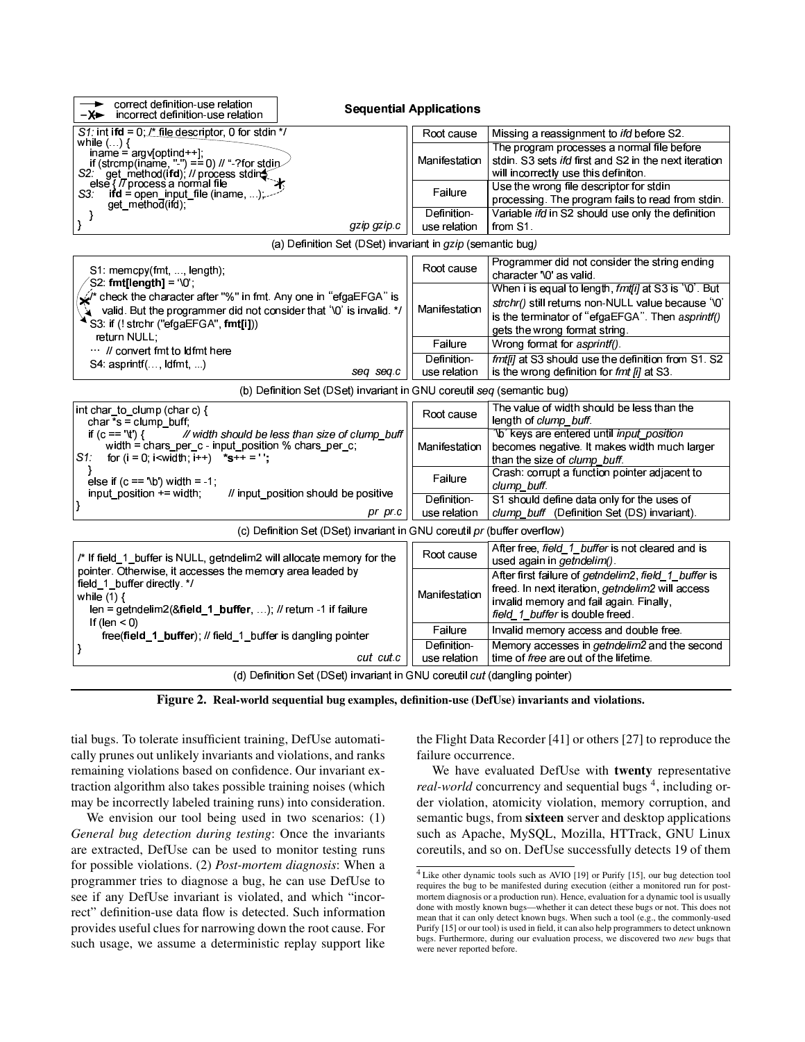→ correct definition-use relation
–X→ incorrect definition-use relation

**Sequential Applications**

```
S1: int ifd = 0; /* file descriptor, 0 for stdin */
while (…) {
   iname = argv[optind++];
   if (strcmp(iname, "-") == 0) // "-?for stdin
S2:    get_method(ifd); // process stdin
   else { // process a normal file
S3:    ifd = open_input_file (iname, ...);
       get_method(ifd);
   }
}
                                        gzip gzip.c
```

| | |
|---|---|
| Root cause | Missing a reassignment to *ifd* before S2. |
| Manifestation | The program processes a normal file before stdin. S3 sets *ifd* first and S2 in the next iteration will incorrectly use this definiton. |
| Failure | Use the wrong file descriptor for stdin processing. The program fails to read from stdin. |
| Definition-use relation | Variable *ifd* in S2 should use only the definition from S1. |

(a) Definition Set (DSet) invariant in *gzip* (semantic bug)

```
S1: memcpy(fmt, ..., length);
S2: fmt[length] = '\0';
/* check the character after "%" in fmt. Any one in "efgaEFGA" is
   valid. But the programmer did not consider that '\0' is invalid. */
S3: if (! strchr ("efgaEFGA", fmt[i]))
       return NULL;
… // convert fmt to ldfmt here
S4: asprintf(…, ldfmt, ...)
                                        seq seq.c
```

| | |
|---|---|
| Root cause | Programmer did not consider the string ending character '\0' as valid. |
| Manifestation | When i is equal to length, *fmt[i]* at S3 is '\0'. But *strchr()* still returns non-NULL value because '\0' is the terminator of "efgaEFGA". Then *asprintf()* gets the wrong format string. |
| Failure | Wrong format for *asprintf()*. |
| Definition-use relation | *fmt[i]* at S3 should use the definition from S1. S2 is the wrong definition for *fmt [i]* at S3. |

(b) Definition Set (DSet) invariant in GNU coreutil *seq* (semantic bug)

```
int char_to_clump (char c) {
   char *s = clump_buff;
   if (c == '\t') {          // width should be less than size of clump_buff
       width = chars_per_c - input_position % chars_per_c;
S1:    for (i = 0; i<width; i++)    *s++ = ' ';
   }
   else if (c == '\b') width = -1;
   input_position += width;       // input_position should be positive
}
                                        pr pr.c
```

| | |
|---|---|
| Root cause | The value of width should be less than the length of *clump_buff*. |
| Manifestation | '\b' keys are entered until *input_position* becomes negative. It makes width much larger than the size of *clump_buff*. |
| Failure | Crash: corrupt a function pointer adjacent to *clump_buff*. |
| Definition-use relation | S1 should define data only for the uses of *clump_buff* (Definition Set (DS) invariant). |

(c) Definition Set (DSet) invariant in GNU coreutil *pr* (buffer overflow)

```
/* If field_1_buffer is NULL, getndelim2 will allocate memory for the
pointer. Otherwise, it accesses the memory area leaded by
field_1_buffer directly. */
while (1) {
   len = getndelim2(&field_1_buffer, …); // return -1 if failure
   If (len < 0)
      free(field_1_buffer); // field_1_buffer is dangling pointer
}
                                        cut cut.c
```

| | |
|---|---|
| Root cause | After free, *field_1_buffer* is not cleared and is used again in *getndelim()*. |
| Manifestation | After first failure of *getndelim2*, *field_1_buffer* is freed. In next iteration, *getndelim2* will access invalid memory and fail again. Finally, *field_1_buffer* is double freed. |
| Failure | Invalid memory access and double free. |
| Definition-use relation | Memory accesses in *getndelim2* and the second time of *free* are out of the lifetime. |

(d) Definition Set (DSet) invariant in GNU coreutil *cut* (dangling pointer)

**Figure 2. Real-world sequential bug examples, definition-use (DefUse) invariants and violations.**

tial bugs. To tolerate insufficient training, DefUse automatically prunes out unlikely invariants and violations, and ranks remaining violations based on confidence. Our invariant extraction algorithm also takes possible training noises (which may be incorrectly labeled training runs) into consideration.

We envision our tool being used in two scenarios: (1) *General bug detection during testing*: Once the invariants are extracted, DefUse can be used to monitor testing runs for possible violations. (2) *Post-mortem diagnosis*: When a programmer tries to diagnose a bug, he can use DefUse to see if any DefUse invariant is violated, and which "incorrect" definition-use data flow is detected. Such information provides useful clues for narrowing down the root cause. For such usage, we assume a deterministic replay support like the Flight Data Recorder [41] or others [27] to reproduce the failure occurrence.

We have evaluated DefUse with **twenty** representative *real-world* concurrency and sequential bugs [4], including order violation, atomicity violation, memory corruption, and semantic bugs, from **sixteen** server and desktop applications such as Apache, MySQL, Mozilla, HTTrack, GNU Linux coreutils, and so on. DefUse successfully detects 19 of them

[4] Like other dynamic tools such as AVIO [19] or Purify [15], our bug detection tool requires the bug to be manifested during execution (either a monitored run for post-mortem diagnosis or a production run). Hence, evaluation for a dynamic tool is usually done with mostly known bugs—whether it can detect these bugs or not. This does not mean that it can only detect known bugs. When such a tool (e.g., the commonly-used Purify [15] or our tool) is used in field, it can also help programmers to detect unknown bugs. Furthermore, during our evaluation process, we discovered two *new* bugs that were never reported before.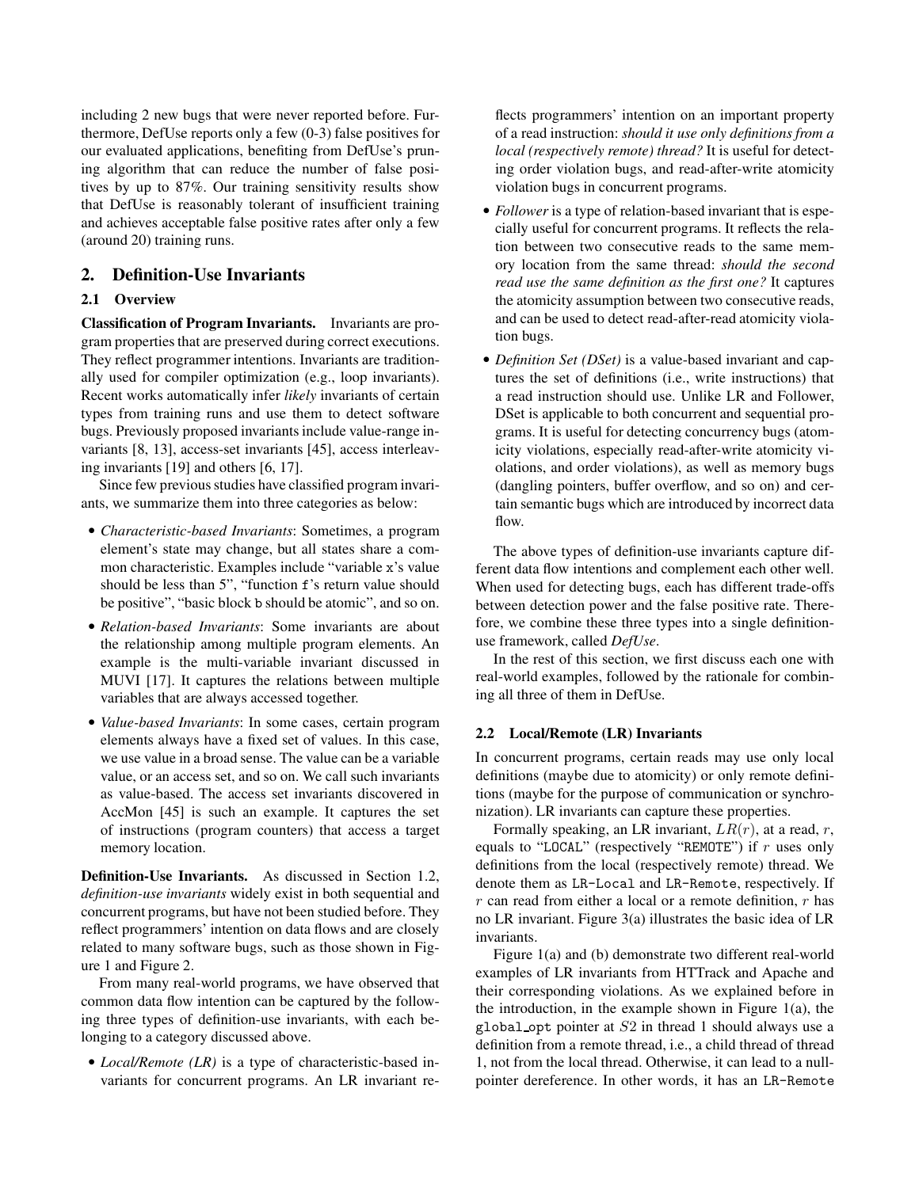including 2 new bugs that were never reported before. Furthermore, DefUse reports only a few (0-3) false positives for our evaluated applications, benefiting from DefUse's pruning algorithm that can reduce the number of false positives by up to 87%. Our training sensitivity results show that DefUse is reasonably tolerant of insufficient training and achieves acceptable false positive rates after only a few (around 20) training runs.

## 2. Definition-Use Invariants

### 2.1 Overview

**Classification of Program Invariants.** Invariants are program properties that are preserved during correct executions. They reflect programmer intentions. Invariants are traditionally used for compiler optimization (e.g., loop invariants). Recent works automatically infer *likely* invariants of certain types from training runs and use them to detect software bugs. Previously proposed invariants include value-range invariants [8, 13], access-set invariants [45], access interleaving invariants [19] and others [6, 17].

Since few previous studies have classified program invariants, we summarize them into three categories as below:

- *Characteristic-based Invariants*: Sometimes, a program element's state may change, but all states share a common characteristic. Examples include "variable `x`'s value should be less than 5", "function `f`'s return value should be positive", "basic block `b` should be atomic", and so on.
- *Relation-based Invariants*: Some invariants are about the relationship among multiple program elements. An example is the multi-variable invariant discussed in MUVI [17]. It captures the relations between multiple variables that are always accessed together.
- *Value-based Invariants*: In some cases, certain program elements always have a fixed set of values. In this case, we use value in a broad sense. The value can be a variable value, or an access set, and so on. We call such invariants as value-based. The access set invariants discovered in AccMon [45] is such an example. It captures the set of instructions (program counters) that access a target memory location.

**Definition-Use Invariants.** As discussed in Section 1.2, *definition-use invariants* widely exist in both sequential and concurrent programs, but have not been studied before. They reflect programmers' intention on data flows and are closely related to many software bugs, such as those shown in Figure 1 and Figure 2.

From many real-world programs, we have observed that common data flow intention can be captured by the following three types of definition-use invariants, with each belonging to a category discussed above.

- *Local/Remote (LR)* is a type of characteristic-based invariants for concurrent programs. An LR invariant reflects programmers' intention on an important property of a read instruction: *should it use only definitions from a local (respectively remote) thread?* It is useful for detecting order violation bugs, and read-after-write atomicity violation bugs in concurrent programs.
- *Follower* is a type of relation-based invariant that is especially useful for concurrent programs. It reflects the relation between two consecutive reads to the same memory location from the same thread: *should the second read use the same definition as the first one?* It captures the atomicity assumption between two consecutive reads, and can be used to detect read-after-read atomicity violation bugs.
- *Definition Set (DSet)* is a value-based invariant and captures the set of definitions (i.e., write instructions) that a read instruction should use. Unlike LR and Follower, DSet is applicable to both concurrent and sequential programs. It is useful for detecting concurrency bugs (atomicity violations, especially read-after-write atomicity violations, and order violations), as well as memory bugs (dangling pointers, buffer overflow, and so on) and certain semantic bugs which are introduced by incorrect data flow.

The above types of definition-use invariants capture different data flow intentions and complement each other well. When used for detecting bugs, each has different trade-offs between detection power and the false positive rate. Therefore, we combine these three types into a single definition-use framework, called *DefUse*.

In the rest of this section, we first discuss each one with real-world examples, followed by the rationale for combining all three of them in DefUse.

### 2.2 Local/Remote (LR) Invariants

In concurrent programs, certain reads may use only local definitions (maybe due to atomicity) or only remote definitions (maybe for the purpose of communication or synchronization). LR invariants can capture these properties.

Formally speaking, an LR invariant, $LR(r)$, at a read, $r$, equals to "`LOCAL`" (respectively "`REMOTE`") if $r$ uses only definitions from the local (respectively remote) thread. We denote them as `LR-Local` and `LR-Remote`, respectively. If $r$ can read from either a local or a remote definition, $r$ has no LR invariant. Figure 3(a) illustrates the basic idea of LR invariants.

Figure 1(a) and (b) demonstrate two different real-world examples of LR invariants from HTTrack and Apache and their corresponding violations. As we explained before in the introduction, in the example shown in Figure 1(a), the `global_opt` pointer at $S2$ in thread 1 should always use a definition from a remote thread, i.e., a child thread of thread 1, not from the local thread. Otherwise, it can lead to a null-pointer dereference. In other words, it has an `LR-Remote`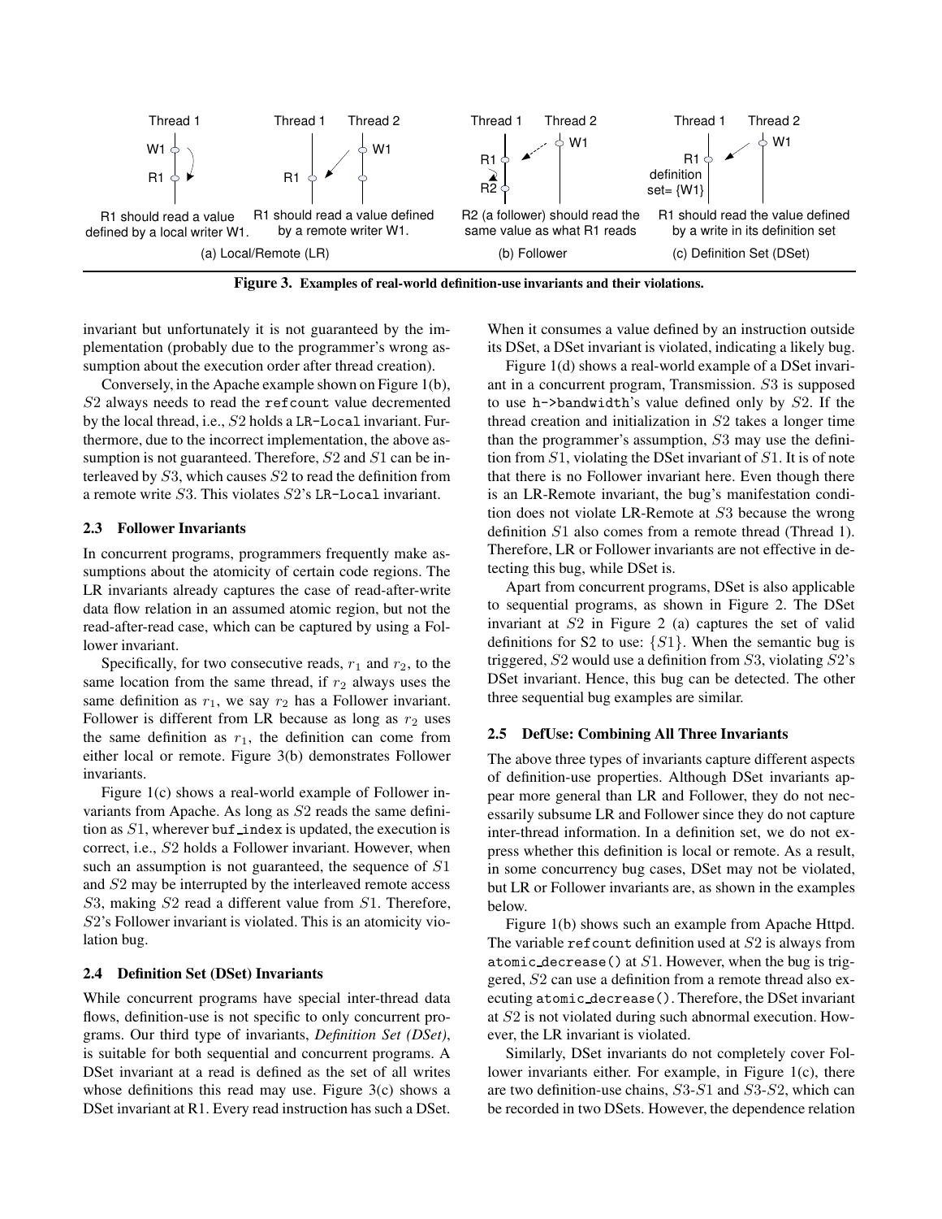Thread 1

W1

R1

R1 should read a value defined by a local writer W1.

Thread 1 Thread 2

W1

R1

R1 should read a value defined by a remote writer W1.

(a) Local/Remote (LR)

Thread 1 Thread 2

W1

R1

R2

R2 (a follower) should read the same value as what R1 reads

(b) Follower

Thread 1 Thread 2

W1

R1 definition set= {W1}

R1 should read the value defined by a write in its definition set

(c) Definition Set (DSet)

**Figure 3. Examples of real-world definition-use invariants and their violations.**

invariant but unfortunately it is not guaranteed by the implementation (probably due to the programmer's wrong assumption about the execution order after thread creation).

Conversely, in the Apache example shown on Figure 1(b), $S2$ always needs to read the `refcount` value decremented by the local thread, i.e., $S2$ holds a `LR-Local` invariant. Furthermore, due to the incorrect implementation, the above assumption is not guaranteed. Therefore, $S2$ and $S1$ can be interleaved by $S3$, which causes $S2$ to read the definition from a remote write $S3$. This violates $S2$'s `LR-Local` invariant.

### 2.3 Follower Invariants

In concurrent programs, programmers frequently make assumptions about the atomicity of certain code regions. The LR invariants already captures the case of read-after-write data flow relation in an assumed atomic region, but not the read-after-read case, which can be captured by using a Follower invariant.

Specifically, for two consecutive reads, $r_1$ and $r_2$, to the same location from the same thread, if $r_2$ always uses the same definition as $r_1$, we say $r_2$ has a Follower invariant. Follower is different from LR because as long as $r_2$ uses the same definition as $r_1$, the definition can come from either local or remote. Figure 3(b) demonstrates Follower invariants.

Figure 1(c) shows a real-world example of Follower invariants from Apache. As long as $S2$ reads the same definition as $S1$, wherever `buf_index` is updated, the execution is correct, i.e., $S2$ holds a Follower invariant. However, when such an assumption is not guaranteed, the sequence of $S1$ and $S2$ may be interrupted by the interleaved remote access $S3$, making $S2$ read a different value from $S1$. Therefore, $S2$'s Follower invariant is violated. This is an atomicity violation bug.

### 2.4 Definition Set (DSet) Invariants

While concurrent programs have special inter-thread data flows, definition-use is not specific to only concurrent programs. Our third type of invariants, *Definition Set (DSet)*, is suitable for both sequential and concurrent programs. A DSet invariant at a read is defined as the set of all writes whose definitions this read may use. Figure 3(c) shows a DSet invariant at R1. Every read instruction has such a DSet. When it consumes a value defined by an instruction outside its DSet, a DSet invariant is violated, indicating a likely bug.

Figure 1(d) shows a real-world example of a DSet invariant in a concurrent program, Transmission. $S3$ is supposed to use `h->bandwidth`'s value defined only by $S2$. If the thread creation and initialization in $S2$ takes a longer time than the programmer's assumption, $S3$ may use the definition from $S1$, violating the DSet invariant of $S1$. It is of note that there is no Follower invariant here. Even though there is an LR-Remote invariant, the bug's manifestation condition does not violate LR-Remote at $S3$ because the wrong definition $S1$ also comes from a remote thread (Thread 1). Therefore, LR or Follower invariants are not effective in detecting this bug, while DSet is.

Apart from concurrent programs, DSet is also applicable to sequential programs, as shown in Figure 2. The DSet invariant at $S2$ in Figure 2 (a) captures the set of valid definitions for S2 to use: $\{S1\}$. When the semantic bug is triggered, $S2$ would use a definition from $S3$, violating $S2$'s DSet invariant. Hence, this bug can be detected. The other three sequential bug examples are similar.

### 2.5 DefUse: Combining All Three Invariants

The above three types of invariants capture different aspects of definition-use properties. Although DSet invariants appear more general than LR and Follower, they do not necessarily subsume LR and Follower since they do not capture inter-thread information. In a definition set, we do not express whether this definition is local or remote. As a result, in some concurrency bug cases, DSet may not be violated, but LR or Follower invariants are, as shown in the examples below.

Figure 1(b) shows such an example from Apache Httpd. The variable `refcount` definition used at $S2$ is always from `atomic_decrease()` at $S1$. However, when the bug is triggered, $S2$ can use a definition from a remote thread also executing `atomic_decrease()`. Therefore, the DSet invariant at $S2$ is not violated during such abnormal execution. However, the LR invariant is violated.

Similarly, DSet invariants do not completely cover Follower invariants either. For example, in Figure 1(c), there are two definition-use chains, $S3$-$S1$ and $S3$-$S2$, which can be recorded in two DSets. However, the dependence relation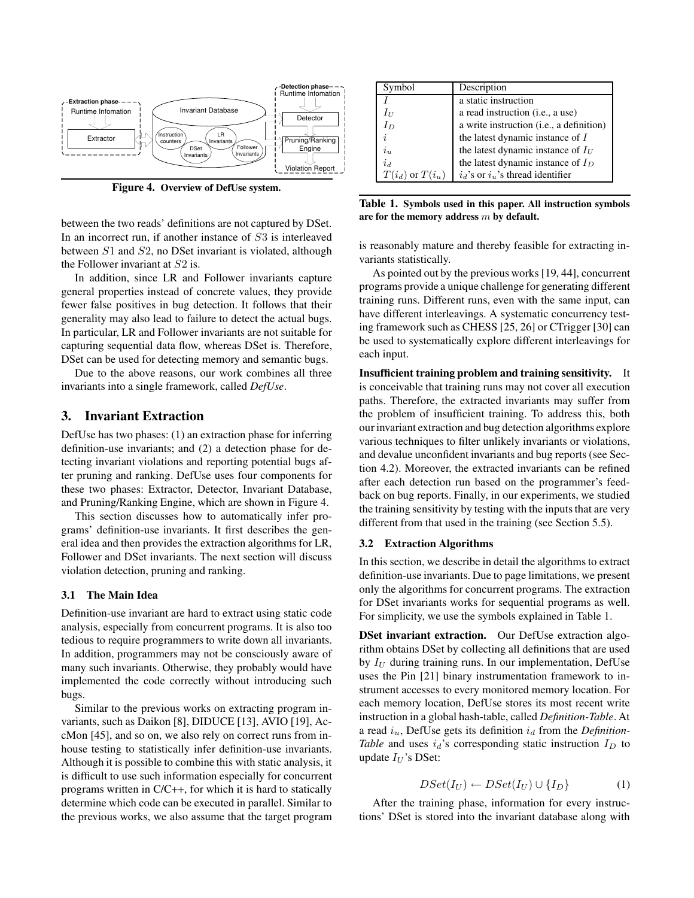Figure 4. **Overview of DefUse system.**

between the two reads' definitions are not captured by DSet. In an incorrect run, if another instance of $S3$ is interleaved between $S1$ and $S2$, no DSet invariant is violated, although the Follower invariant at $S2$ is.

In addition, since LR and Follower invariants capture general properties instead of concrete values, they provide fewer false positives in bug detection. It follows that their generality may also lead to failure to detect the actual bugs. In particular, LR and Follower invariants are not suitable for capturing sequential data flow, whereas DSet is. Therefore, DSet can be used for detecting memory and semantic bugs.

Due to the above reasons, our work combines all three invariants into a single framework, called *DefUse*.

## 3. Invariant Extraction

DefUse has two phases: (1) an extraction phase for inferring definition-use invariants; and (2) a detection phase for detecting invariant violations and reporting potential bugs after pruning and ranking. DefUse uses four components for these two phases: Extractor, Detector, Invariant Database, and Pruning/Ranking Engine, which are shown in Figure 4.

This section discusses how to automatically infer programs' definition-use invariants. It first describes the general idea and then provides the extraction algorithms for LR, Follower and DSet invariants. The next section will discuss violation detection, pruning and ranking.

### 3.1 The Main Idea

Definition-use invariant are hard to extract using static code analysis, especially from concurrent programs. It is also too tedious to require programmers to write down all invariants. In addition, programmers may not be consciously aware of many such invariants. Otherwise, they probably would have implemented the code correctly without introducing such bugs.

Similar to the previous works on extracting program invariants, such as Daikon [8], DIDUCE [13], AVIO [19], AccMon [45], and so on, we also rely on correct runs from in-house testing to statistically infer definition-use invariants. Although it is possible to combine this with static analysis, it is difficult to use such information especially for concurrent programs written in C/C++, for which it is hard to statically determine which code can be executed in parallel. Similar to the previous works, we also assume that the target program is reasonably mature and thereby feasible for extracting invariants statistically.

| Symbol | Description |
| --- | --- |
| $I$ | a static instruction |
| $I_U$ | a read instruction (i.e., a use) |
| $I_D$ | a write instruction (i.e., a definition) |
| $i$ | the latest dynamic instance of $I$ |
| $i_u$ | the latest dynamic instance of $I_U$ |
| $i_d$ | the latest dynamic instance of $I_D$ |
| $T(i_d)$ or $T(i_u)$ | $i_d$'s or $i_u$'s thread identifier |

**Table 1. Symbols used in this paper. All instruction symbols are for the memory address $m$ by default.**

As pointed out by the previous works [19, 44], concurrent programs provide a unique challenge for generating different training runs. Different runs, even with the same input, can have different interleavings. A systematic concurrency testing framework such as CHESS [25, 26] or CTrigger [30] can be used to systematically explore different interleavings for each input.

**Insufficient training problem and training sensitivity.** It is conceivable that training runs may not cover all execution paths. Therefore, the extracted invariants may suffer from the problem of insufficient training. To address this, both our invariant extraction and bug detection algorithms explore various techniques to filter unlikely invariants or violations, and devalue unconfident invariants and bug reports (see Section 4.2). Moreover, the extracted invariants can be refined after each detection run based on the programmer's feedback on bug reports. Finally, in our experiments, we studied the training sensitivity by testing with the inputs that are very different from that used in the training (see Section 5.5).

### 3.2 Extraction Algorithms

In this section, we describe in detail the algorithms to extract definition-use invariants. Due to page limitations, we present only the algorithms for concurrent programs. The extraction for DSet invariants works for sequential programs as well. For simplicity, we use the symbols explained in Table 1.

**DSet invariant extraction.** Our DefUse extraction algorithm obtains DSet by collecting all definitions that are used by $I_U$ during training runs. In our implementation, DefUse uses the Pin [21] binary instrumentation framework to instrument accesses to every monitored memory location. For each memory location, DefUse stores its most recent write instruction in a global hash-table, called *Definition-Table*. At a read $i_u$, DefUse gets its definition $i_d$ from the *Definition-Table* and uses $i_d$'s corresponding static instruction $I_D$ to update $I_U$'s DSet:

$$DSet(I_U) \leftarrow DSet(I_U) \cup \{I_D\} \tag{1}$$

After the training phase, information for every instructions' DSet is stored into the invariant database along with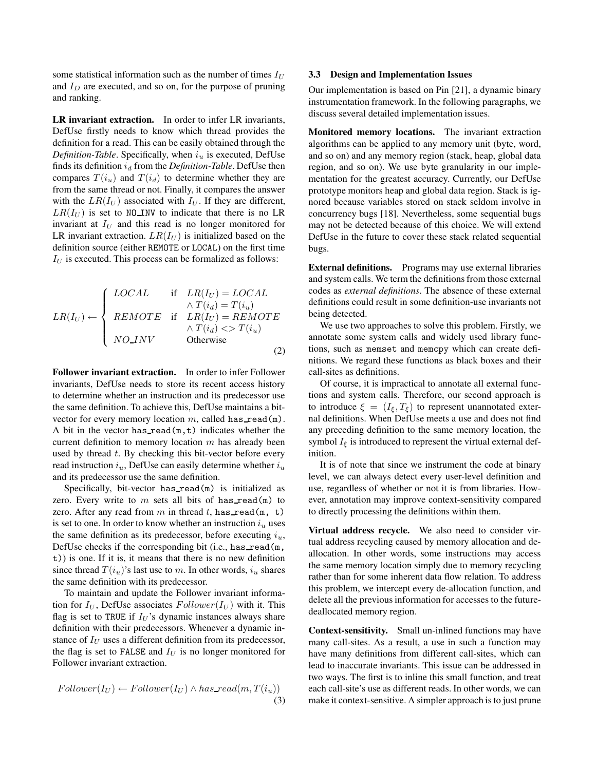some statistical information such as the number of times $I_U$ and $I_D$ are executed, and so on, for the purpose of pruning and ranking.

**LR invariant extraction.** In order to infer LR invariants, DefUse firstly needs to know which thread provides the definition for a read. This can be easily obtained through the *Definition-Table*. Specifically, when $i_u$ is executed, DefUse finds its definition $i_d$ from the *Definition-Table*. DefUse then compares $T(i_u)$ and $T(i_d)$ to determine whether they are from the same thread or not. Finally, it compares the answer with the $LR(I_U)$ associated with $I_U$. If they are different, $LR(I_U)$ is set to `NO_INV` to indicate that there is no LR invariant at $I_U$ and this read is no longer monitored for LR invariant extraction. $LR(I_U)$ is initialized based on the definition source (either `REMOTE` or `LOCAL`) on the first time $I_U$ is executed. This process can be formalized as follows:

$$LR(I_U) \leftarrow \begin{cases} LOCAL & \text{if } LR(I_U) = LOCAL \\ & \wedge T(i_d) = T(i_u) \\ REMOTE & \text{if } LR(I_U) = REMOTE \\ & \wedge T(i_d) <> T(i_u) \\ NO\_INV & \text{Otherwise} \end{cases} \tag{2}$$

**Follower invariant extraction.** In order to infer Follower invariants, DefUse needs to store its recent access history to determine whether an instruction and its predecessor use the same definition. To achieve this, DefUse maintains a bit-vector for every memory location $m$, called `has_read(m)`. A bit in the vector `has_read(m,t)` indicates whether the current definition to memory location $m$ has already been used by thread $t$. By checking this bit-vector before every read instruction $i_u$, DefUse can easily determine whether $i_u$ and its predecessor use the same definition.

Specifically, bit-vector `has_read(m)` is initialized as zero. Every write to $m$ sets all bits of `has_read(m)` to zero. After any read from $m$ in thread $t$, `has_read(m, t)` is set to one. In order to know whether an instruction $i_u$ uses the same definition as its predecessor, before executing $i_u$, DefUse checks if the corresponding bit (i.e., `has_read(m, t)`) is one. If it is, it means that there is no new definition since thread $T(i_u)$'s last use to $m$. In other words, $i_u$ shares the same definition with its predecessor.

To maintain and update the Follower invariant information for $I_U$, DefUse associates $Follower(I_U)$ with it. This flag is set to `TRUE` if $I_U$'s dynamic instances always share definition with their predecessors. Whenever a dynamic instance of $I_U$ uses a different definition from its predecessor, the flag is set to `FALSE` and $I_U$ is no longer monitored for Follower invariant extraction.

$$Follower(I_U) \leftarrow Follower(I_U) \wedge has\_read(m, T(i_u)) \tag{3}$$

### 3.3 Design and Implementation Issues

Our implementation is based on Pin [21], a dynamic binary instrumentation framework. In the following paragraphs, we discuss several detailed implementation issues.

**Monitored memory locations.** The invariant extraction algorithms can be applied to any memory unit (byte, word, and so on) and any memory region (stack, heap, global data region, and so on). We use byte granularity in our implementation for the greatest accuracy. Currently, our DefUse prototype monitors heap and global data region. Stack is ignored because variables stored on stack seldom involve in concurrency bugs [18]. Nevertheless, some sequential bugs may not be detected because of this choice. We will extend DefUse in the future to cover these stack related sequential bugs.

**External definitions.** Programs may use external libraries and system calls. We term the definitions from those external codes as *external definitions*. The absence of these external definitions could result in some definition-use invariants not being detected.

We use two approaches to solve this problem. Firstly, we annotate some system calls and widely used library functions, such as `memset` and `memcpy` which can create definitions. We regard these functions as black boxes and their call-sites as definitions.

Of course, it is impractical to annotate all external functions and system calls. Therefore, our second approach is to introduce $\xi = (I_\xi, T_\xi)$ to represent unannotated external definitions. When DefUse meets a use and does not find any preceding definition to the same memory location, the symbol $I_\xi$ is introduced to represent the virtual external definition.

It is of note that since we instrument the code at binary level, we can always detect every user-level definition and use, regardless of whether or not it is from libraries. However, annotation may improve context-sensitivity compared to directly processing the definitions within them.

**Virtual address recycle.** We also need to consider virtual address recycling caused by memory allocation and deallocation. In other words, some instructions may access the same memory location simply due to memory recycling rather than for some inherent data flow relation. To address this problem, we intercept every de-allocation function, and delete all the previous information for accesses to the future-deallocated memory region.

**Context-sensitivity.** Small un-inlined functions may have many call-sites. As a result, a use in such a function may have many definitions from different call-sites, which can lead to inaccurate invariants. This issue can be addressed in two ways. The first is to inline this small function, and treat each call-site's use as different reads. In other words, we can make it context-sensitive. A simpler approach is to just prune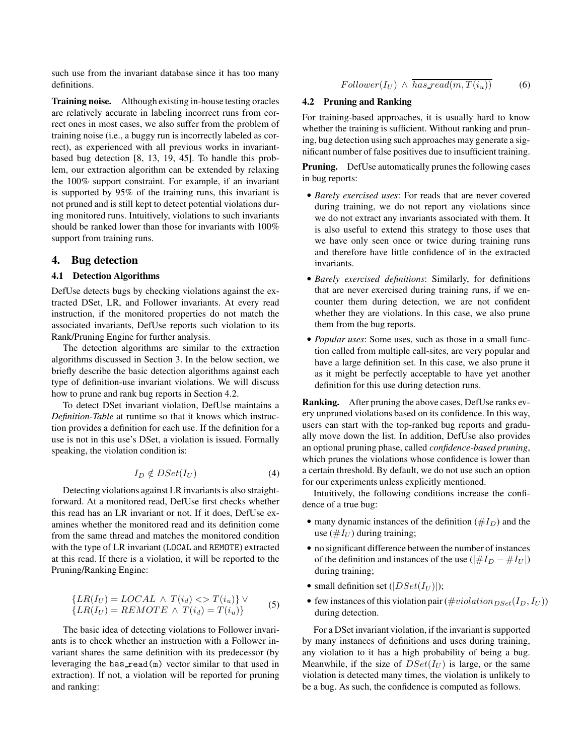such use from the invariant database since it has too many definitions.

**Training noise.** Although existing in-house testing oracles are relatively accurate in labeling incorrect runs from correct ones in most cases, we also suffer from the problem of training noise (i.e., a buggy run is incorrectly labeled as correct), as experienced with all previous works in invariant-based bug detection [8, 13, 19, 45]. To handle this problem, our extraction algorithm can be extended by relaxing the 100% support constraint. For example, if an invariant is supported by 95% of the training runs, this invariant is not pruned and is still kept to detect potential violations during monitored runs. Intuitively, violations to such invariants should be ranked lower than those for invariants with 100% support from training runs.

## 4. Bug detection

### 4.1 Detection Algorithms

DefUse detects bugs by checking violations against the extracted DSet, LR, and Follower invariants. At every read instruction, if the monitored properties do not match the associated invariants, DefUse reports such violation to its Rank/Pruning Engine for further analysis.

The detection algorithms are similar to the extraction algorithms discussed in Section 3. In the below section, we briefly describe the basic detection algorithms against each type of definition-use invariant violations. We will discuss how to prune and rank bug reports in Section 4.2.

To detect DSet invariant violation, DefUse maintains a *Definition-Table* at runtime so that it knows which instruction provides a definition for each use. If the definition for a use is not in this use's DSet, a violation is issued. Formally speaking, the violation condition is:

$$I_D \notin DSet(I_U) \tag{4}$$

Detecting violations against LR invariants is also straightforward. At a monitored read, DefUse first checks whether this read has an LR invariant or not. If it does, DefUse examines whether the monitored read and its definition come from the same thread and matches the monitored condition with the type of LR invariant (LOCAL and REMOTE) extracted at this read. If there is a violation, it will be reported to the Pruning/Ranking Engine:

$$\begin{aligned}\{LR(I_U) = LOCAL \wedge T(i_d) <> T(i_u)\} \vee \\ \{LR(I_U) = REMOTE \wedge T(i_d) = T(i_u)\}\end{aligned} \tag{5}$$

The basic idea of detecting violations to Follower invariants is to check whether an instruction with a Follower invariant shares the same definition with its predecessor (by leveraging the has_read(m) vector similar to that used in extraction). If not, a violation will be reported for pruning and ranking:

$$Follower(I_U) \wedge \overline{has\_read(m, T(i_u))} \tag{6}$$

### 4.2 Pruning and Ranking

For training-based approaches, it is usually hard to know whether the training is sufficient. Without ranking and pruning, bug detection using such approaches may generate a significant number of false positives due to insufficient training.

**Pruning.** DefUse automatically prunes the following cases in bug reports:

- *Barely exercised uses*: For reads that are never covered during training, we do not report any violations since we do not extract any invariants associated with them. It is also useful to extend this strategy to those uses that we have only seen once or twice during training runs and therefore have little confidence of in the extracted invariants.
- *Barely exercised definitions*: Similarly, for definitions that are never exercised during training runs, if we encounter them during detection, we are not confident whether they are violations. In this case, we also prune them from the bug reports.
- *Popular uses*: Some uses, such as those in a small function called from multiple call-sites, are very popular and have a large definition set. In this case, we also prune it as it might be perfectly acceptable to have yet another definition for this use during detection runs.

**Ranking.** After pruning the above cases, DefUse ranks every unpruned violations based on its confidence. In this way, users can start with the top-ranked bug reports and gradually move down the list. In addition, DefUse also provides an optional pruning phase, called *confidence-based pruning*, which prunes the violations whose confidence is lower than a certain threshold. By default, we do not use such an option for our experiments unless explicitly mentioned.

Intuitively, the following conditions increase the confidence of a true bug:

- many dynamic instances of the definition ($\#I_D$) and the use ($\#I_U$) during training;
- no significant difference between the number of instances of the definition and instances of the use ($|\#I_D - \#I_U|$) during training;
- small definition set ($|DSet(I_U)|$);
- few instances of this violation pair ($\#violation_{DSet}(I_D, I_U)$) during detection.

For a DSet invariant violation, if the invariant is supported by many instances of definitions and uses during training, any violation to it has a high probability of being a bug. Meanwhile, if the size of $DSet(I_U)$ is large, or the same violation is detected many times, the violation is unlikely to be a bug. As such, the confidence is computed as follows.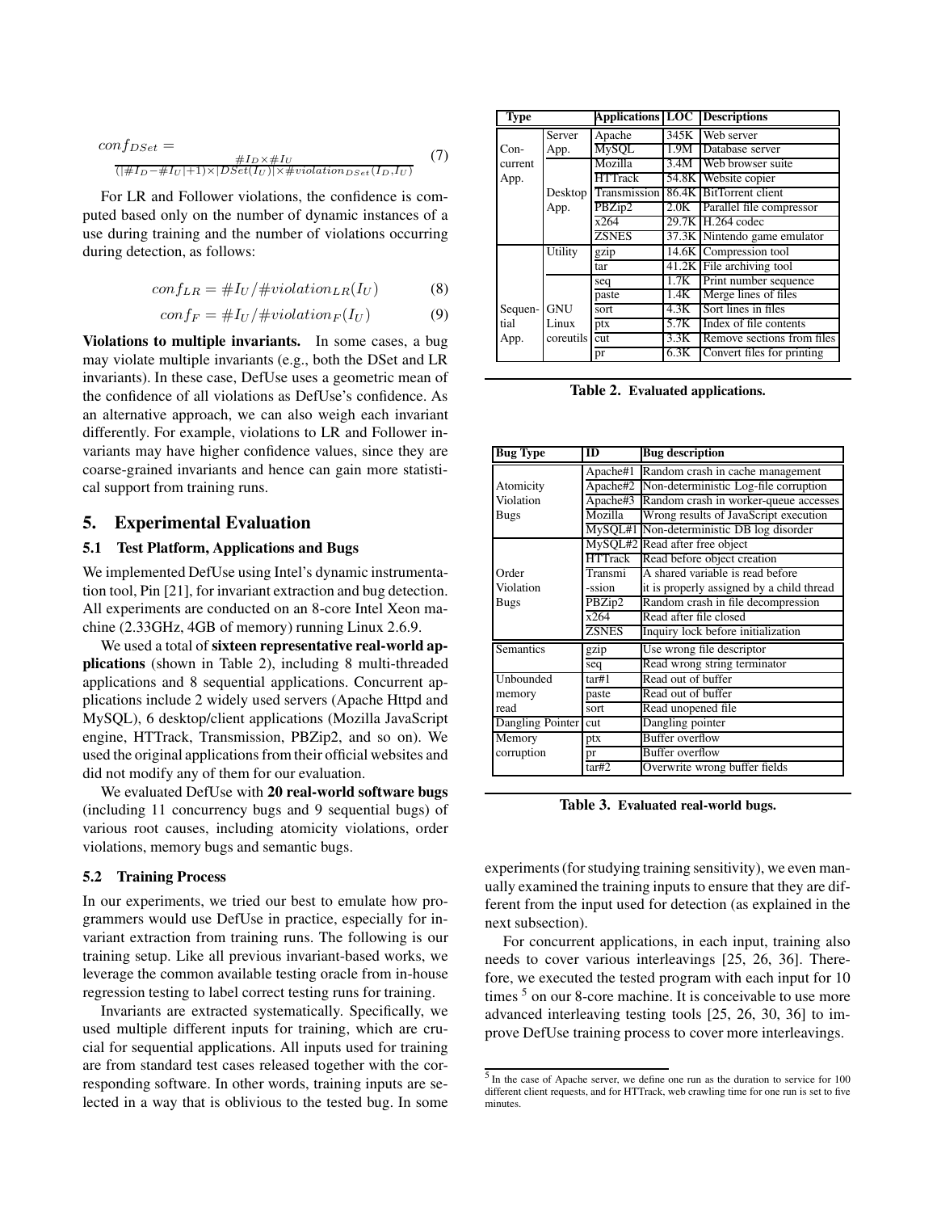$$conf_{DSet} = \frac{\#I_D \times \#I_U}{(|\#I_D - \#I_U| + 1) \times |DSet(I_U)| \times \#violation_{DSet}(I_D, I_U)} \quad (7)$$

For LR and Follower violations, the confidence is computed based only on the number of dynamic instances of a use during training and the number of violations occurring during detection, as follows:

$$conf_{LR} = \#I_U / \#violation_{LR}(I_U) \quad (8)$$

$$conf_F = \#I_U / \#violation_F(I_U) \quad (9)$$

**Violations to multiple invariants.** In some cases, a bug may violate multiple invariants (e.g., both the DSet and LR invariants). In these case, DefUse uses a geometric mean of the confidence of all violations as DefUse's confidence. As an alternative approach, we can also weigh each invariant differently. For example, violations to LR and Follower invariants may have higher confidence values, since they are coarse-grained invariants and hence can gain more statistical support from training runs.

## 5. Experimental Evaluation

### 5.1 Test Platform, Applications and Bugs

We implemented DefUse using Intel's dynamic instrumentation tool, Pin [21], for invariant extraction and bug detection. All experiments are conducted on an 8-core Intel Xeon machine (2.33GHz, 4GB of memory) running Linux 2.6.9.

We used a total of **sixteen representative real-world applications** (shown in Table 2), including 8 multi-threaded applications and 8 sequential applications. Concurrent applications include 2 widely used servers (Apache Httpd and MySQL), 6 desktop/client applications (Mozilla JavaScript engine, HTTrack, Transmission, PBZip2, and so on). We used the original applications from their official websites and did not modify any of them for our evaluation.

We evaluated DefUse with **20 real-world software bugs** (including 11 concurrency bugs and 9 sequential bugs) of various root causes, including atomicity violations, order violations, memory bugs and semantic bugs.

| Type | | Applications | LOC | Descriptions |
|---|---|---|---|---|
| Concurrent App. | Server App. | Apache | 345K | Web server |
| | | MySQL | 1.9M | Database server |
| | Desktop App. | Mozilla | 3.4M | Web browser suite |
| | | HTTrack | 54.8K | Website copier |
| | | Transmission | 86.4K | BitTorrent client |
| | | PBZip2 | 2.0K | Parallel file compressor |
| | | x264 | 29.7K | H.264 codec |
| | | ZSNES | 37.3K | Nintendo game emulator |
| Sequential App. | Utility | gzip | 14.6K | Compression tool |
| | | tar | 41.2K | File archiving tool |
| | GNU Linux coreutils | seq | 1.7K | Print number sequence |
| | | paste | 1.4K | Merge lines of files |
| | | sort | 4.3K | Sort lines in files |
| | | ptx | 5.7K | Index of file contents |
| | | cut | 3.3K | Remove sections from files |
| | | pr | 6.3K | Convert files for printing |

**Table 2. Evaluated applications.**

| Bug Type | ID | Bug description |
|---|---|---|
| Atomicity Violation Bugs | Apache#1 | Random crash in cache management |
| | Apache#2 | Non-deterministic Log-file corruption |
| | Apache#3 | Random crash in worker-queue accesses |
| | Mozilla | Wrong results of JavaScript execution |
| | MySQL#1 | Non-deterministic DB log disorder |
| Order Violation Bugs | MySQL#2 | Read after free object |
| | HTTrack | Read before object creation |
| | Transmission | A shared variable is read before it is properly assigned by a child thread |
| | PBZip2 | Random crash in file decompression |
| | x264 | Read after file closed |
| | ZSNES | Inquiry lock before initialization |
| Semantics | gzip | Use wrong file descriptor |
| | seq | Read wrong string terminator |
| Unbounded memory read | tar#1 | Read out of buffer |
| | paste | Read out of buffer |
| | sort | Read unopened file |
| Dangling Pointer | cut | Dangling pointer |
| Memory corruption | ptx | Buffer overflow |
| | pr | Buffer overflow |
| | tar#2 | Overwrite wrong buffer fields |

**Table 3. Evaluated real-world bugs.**

### 5.2 Training Process

In our experiments, we tried our best to emulate how programmers would use DefUse in practice, especially for invariant extraction from training runs. The following is our training setup. Like all previous invariant-based works, we leverage the common available testing oracle from in-house regression testing to label correct testing runs for training.

Invariants are extracted systematically. Specifically, we used multiple different inputs for training, which are crucial for sequential applications. All inputs used for training are from standard test cases released together with the corresponding software. In other words, training inputs are selected in a way that is oblivious to the tested bug. In some experiments (for studying training sensitivity), we even manually examined the training inputs to ensure that they are different from the input used for detection (as explained in the next subsection).

For concurrent applications, in each input, training also needs to cover various interleavings [25, 26, 36]. Therefore, we executed the tested program with each input for 10 times [5] on our 8-core machine. It is conceivable to use more advanced interleaving testing tools [25, 26, 30, 36] to improve DefUse training process to cover more interleavings.

[5] In the case of Apache server, we define one run as the duration to service for 100 different client requests, and for HTTrack, web crawling time for one run is set to five minutes.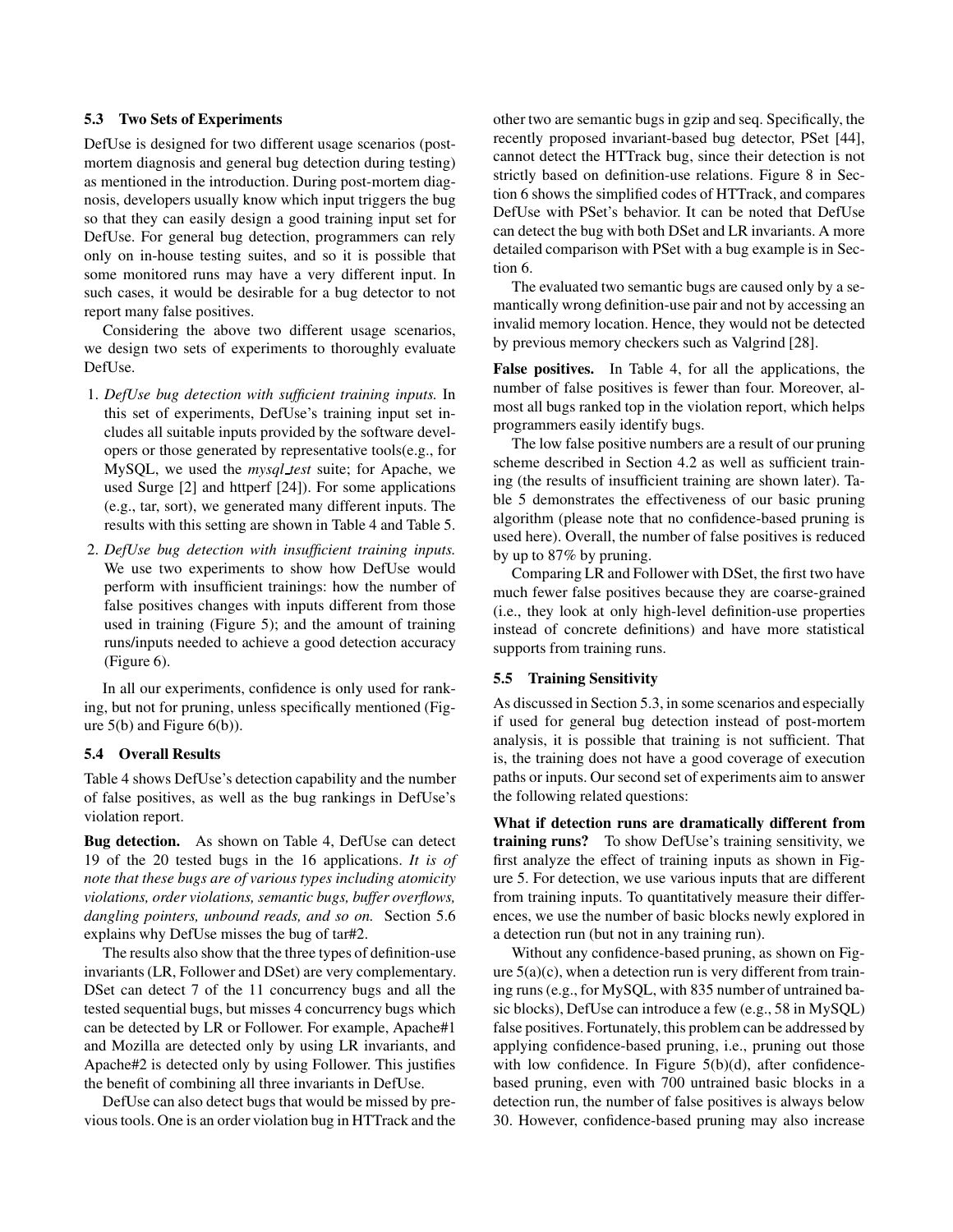### 5.3 Two Sets of Experiments

DefUse is designed for two different usage scenarios (post-mortem diagnosis and general bug detection during testing) as mentioned in the introduction. During post-mortem diagnosis, developers usually know which input triggers the bug so that they can easily design a good training input set for DefUse. For general bug detection, programmers can rely only on in-house testing suites, and so it is possible that some monitored runs may have a very different input. In such cases, it would be desirable for a bug detector to not report many false positives.

Considering the above two different usage scenarios, we design two sets of experiments to thoroughly evaluate DefUse.

1. *DefUse bug detection with sufficient training inputs.* In this set of experiments, DefUse's training input set includes all suitable inputs provided by the software developers or those generated by representative tools(e.g., for MySQL, we used the *mysql_test* suite; for Apache, we used Surge [2] and httperf [24]). For some applications (e.g., tar, sort), we generated many different inputs. The results with this setting are shown in Table 4 and Table 5.
2. *DefUse bug detection with insufficient training inputs.* We use two experiments to show how DefUse would perform with insufficient trainings: how the number of false positives changes with inputs different from those used in training (Figure 5); and the amount of training runs/inputs needed to achieve a good detection accuracy (Figure 6).

In all our experiments, confidence is only used for ranking, but not for pruning, unless specifically mentioned (Figure 5(b) and Figure 6(b)).

### 5.4 Overall Results

Table 4 shows DefUse's detection capability and the number of false positives, as well as the bug rankings in DefUse's violation report.

**Bug detection.** As shown on Table 4, DefUse can detect 19 of the 20 tested bugs in the 16 applications. *It is of note that these bugs are of various types including atomicity violations, order violations, semantic bugs, buffer overflows, dangling pointers, unbound reads, and so on.* Section 5.6 explains why DefUse misses the bug of tar#2.

The results also show that the three types of definition-use invariants (LR, Follower and DSet) are very complementary. DSet can detect 7 of the 11 concurrency bugs and all the tested sequential bugs, but misses 4 concurrency bugs which can be detected by LR or Follower. For example, Apache#1 and Mozilla are detected only by using LR invariants, and Apache#2 is detected only by using Follower. This justifies the benefit of combining all three invariants in DefUse.

DefUse can also detect bugs that would be missed by previous tools. One is an order violation bug in HTTrack and the other two are semantic bugs in gzip and seq. Specifically, the recently proposed invariant-based bug detector, PSet [44], cannot detect the HTTrack bug, since their detection is not strictly based on definition-use relations. Figure 8 in Section 6 shows the simplified codes of HTTrack, and compares DefUse with PSet's behavior. It can be noted that DefUse can detect the bug with both DSet and LR invariants. A more detailed comparison with PSet with a bug example is in Section 6.

The evaluated two semantic bugs are caused only by a semantically wrong definition-use pair and not by accessing an invalid memory location. Hence, they would not be detected by previous memory checkers such as Valgrind [28].

**False positives.** In Table 4, for all the applications, the number of false positives is fewer than four. Moreover, almost all bugs ranked top in the violation report, which helps programmers easily identify bugs.

The low false positive numbers are a result of our pruning scheme described in Section 4.2 as well as sufficient training (the results of insufficient training are shown later). Table 5 demonstrates the effectiveness of our basic pruning algorithm (please note that no confidence-based pruning is used here). Overall, the number of false positives is reduced by up to 87% by pruning.

Comparing LR and Follower with DSet, the first two have much fewer false positives because they are coarse-grained (i.e., they look at only high-level definition-use properties instead of concrete definitions) and have more statistical supports from training runs.

### 5.5 Training Sensitivity

As discussed in Section 5.3, in some scenarios and especially if used for general bug detection instead of post-mortem analysis, it is possible that training is not sufficient. That is, the training does not have a good coverage of execution paths or inputs. Our second set of experiments aim to answer the following related questions:

**What if detection runs are dramatically different from training runs?** To show DefUse's training sensitivity, we first analyze the effect of training inputs as shown in Figure 5. For detection, we use various inputs that are different from training inputs. To quantitatively measure their differences, we use the number of basic blocks newly explored in a detection run (but not in any training run).

Without any confidence-based pruning, as shown on Figure 5(a)(c), when a detection run is very different from training runs (e.g., for MySQL, with 835 number of untrained basic blocks), DefUse can introduce a few (e.g., 58 in MySQL) false positives. Fortunately, this problem can be addressed by applying confidence-based pruning, i.e., pruning out those with low confidence. In Figure 5(b)(d), after confidence-based pruning, even with 700 untrained basic blocks in a detection run, the number of false positives is always below 30. However, confidence-based pruning may also increase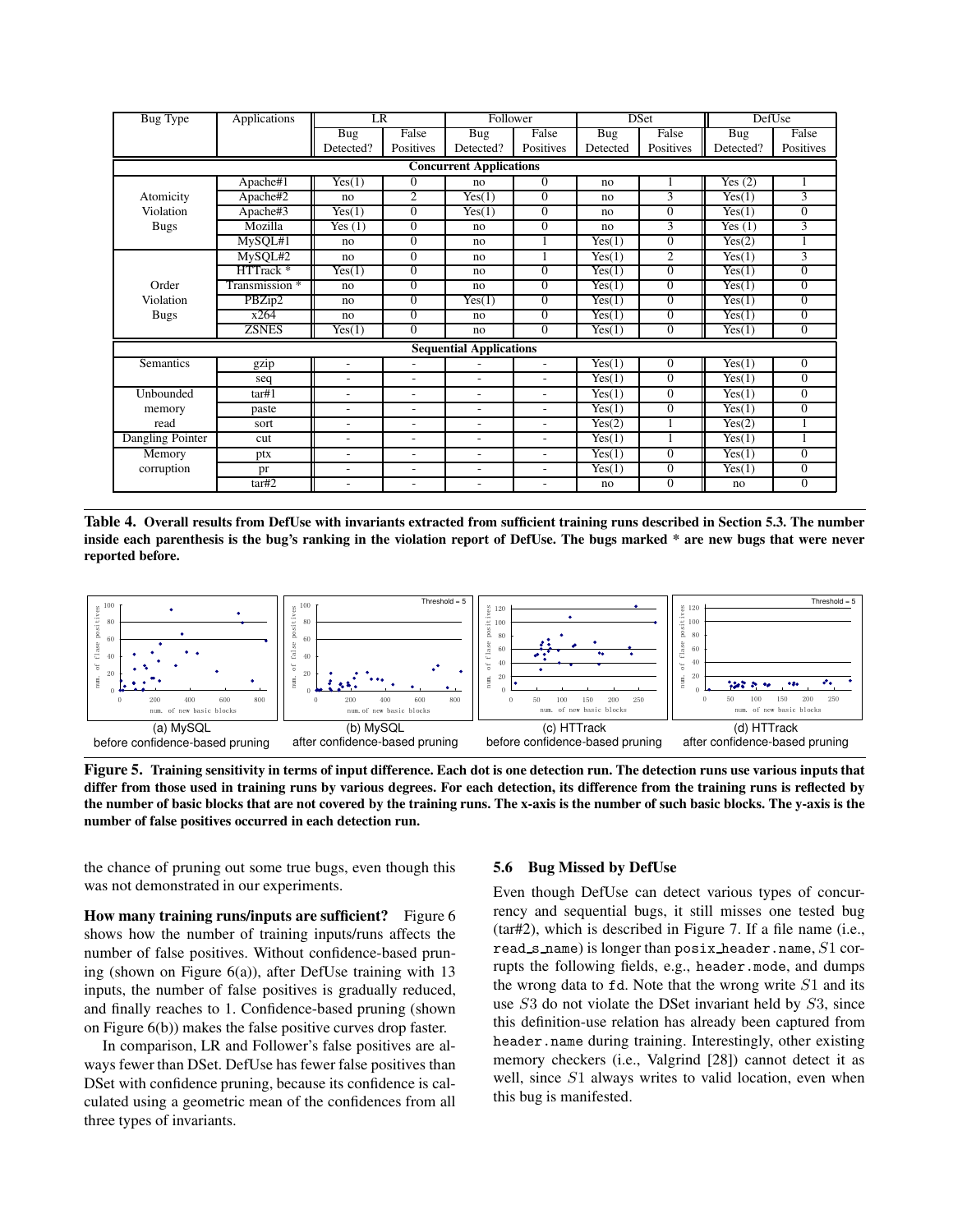| Bug Type | Applications | LR | | Follower | | DSet | | DefUse | |
|---|---|---|---|---|---|---|---|---|---|
| | | Bug Detected? | False Positives | Bug Detected? | False Positives | Bug Detected | False Positives | Bug Detected? | False Positives |
| **Concurrent Applications** | | | | | | | | | |
| Atomicity Violation Bugs | Apache#1 | Yes(1) | 0 | no | 0 | no | 1 | Yes (2) | 1 |
| | Apache#2 | no | 2 | Yes(1) | 0 | no | 3 | Yes(1) | 3 |
| | Apache#3 | Yes(1) | 0 | Yes(1) | 0 | no | 0 | Yes(1) | 0 |
| | Mozilla | Yes (1) | 0 | no | 0 | no | 3 | Yes (1) | 3 |
| | MySQL#1 | no | 0 | no | 1 | Yes(1) | 0 | Yes(2) | 1 |
| Order Violation Bugs | MySQL#2 | no | 0 | no | 1 | Yes(1) | 2 | Yes(1) | 3 |
| | HTTrack * | Yes(1) | 0 | no | 0 | Yes(1) | 0 | Yes(1) | 0 |
| | Transmission * | no | 0 | no | 0 | Yes(1) | 0 | Yes(1) | 0 |
| | PBZip2 | no | 0 | Yes(1) | 0 | Yes(1) | 0 | Yes(1) | 0 |
| | x264 | no | 0 | no | 0 | Yes(1) | 0 | Yes(1) | 0 |
| | ZSNES | Yes(1) | 0 | no | 0 | Yes(1) | 0 | Yes(1) | 0 |
| **Sequential Applications** | | | | | | | | | |
| Semantics | gzip | - | - | - | - | Yes(1) | 0 | Yes(1) | 0 |
| | seq | - | - | - | - | Yes(1) | 0 | Yes(1) | 0 |
| Unbounded memory read | tar#1 | - | - | - | - | Yes(1) | 0 | Yes(1) | 0 |
| | paste | - | - | - | - | Yes(1) | 0 | Yes(1) | 0 |
| | sort | - | - | - | - | Yes(2) | 1 | Yes(2) | 1 |
| Dangling Pointer | cut | - | - | - | - | Yes(1) | 1 | Yes(1) | 1 |
| Memory corruption | ptx | - | - | - | - | Yes(1) | 0 | Yes(1) | 0 |
| | pr | - | - | - | - | Yes(1) | 0 | Yes(1) | 0 |
| | tar#2 | - | - | - | - | no | 0 | no | 0 |

**Table 4. Overall results from DefUse with invariants extracted from sufficient training runs described in Section 5.3. The number inside each parenthesis is the bug's ranking in the violation report of DefUse. The bugs marked * are new bugs that were never reported before.**

(a) MySQL before confidence-based pruning | (b) MySQL after confidence-based pruning | (c) HTTrack before confidence-based pruning | (d) HTTrack after confidence-based pruning

**Figure 5. Training sensitivity in terms of input difference. Each dot is one detection run. The detection runs use various inputs that differ from those used in training runs by various degrees. For each detection, its difference from the training runs is reflected by the number of basic blocks that are not covered by the training runs. The x-axis is the number of such basic blocks. The y-axis is the number of false positives occurred in each detection run.**

the chance of pruning out some true bugs, even though this was not demonstrated in our experiments.

**How many training runs/inputs are sufficient?** Figure 6 shows how the number of training inputs/runs affects the number of false positives. Without confidence-based pruning (shown on Figure 6(a)), after DefUse training with 13 inputs, the number of false positives is gradually reduced, and finally reaches to 1. Confidence-based pruning (shown on Figure 6(b)) makes the false positive curves drop faster.

In comparison, LR and Follower's false positives are always fewer than DSet. DefUse has fewer false positives than DSet with confidence pruning, because its confidence is calculated using a geometric mean of the confidences from all three types of invariants.

### 5.6 Bug Missed by DefUse

Even though DefUse can detect various types of concurrency and sequential bugs, it still misses one tested bug (tar#2), which is described in Figure 7. If a file name (i.e., `read_s_name`) is longer than `posix_header.name`, $S1$ corrupts the following fields, e.g., `header.mode`, and dumps the wrong data to `fd`. Note that the wrong write $S1$ and its use $S3$ do not violate the DSet invariant held by $S3$, since this definition-use relation has already been captured from `header.name` during training. Interestingly, other existing memory checkers (i.e., Valgrind [28]) cannot detect it as well, since $S1$ always writes to valid location, even when this bug is manifested.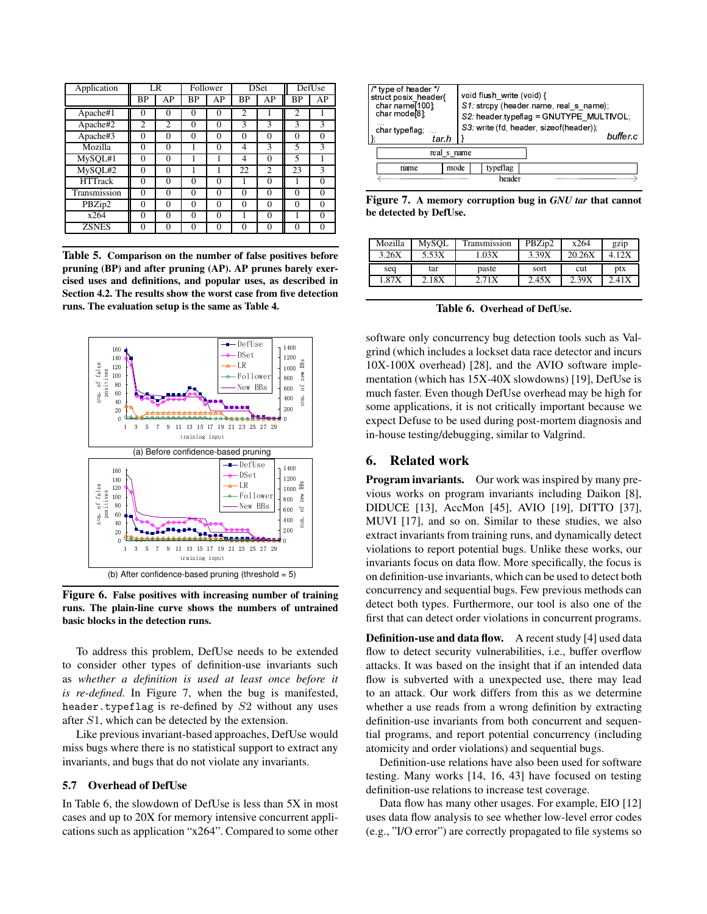| Application | LR | | Follower | | DSet | | DefUse | |
|---|---|---|---|---|---|---|---|---|
| | BP | AP | BP | AP | BP | AP | BP | AP |
| Apache#1 | 0 | 0 | 0 | 0 | 2 | 1 | 2 | 1 |
| Apache#2 | 2 | 2 | 0 | 0 | 3 | 3 | 3 | 3 |
| Apache#3 | 0 | 0 | 0 | 0 | 0 | 0 | 0 | 0 |
| Mozilla | 0 | 0 | 1 | 0 | 4 | 3 | 5 | 3 |
| MySQL#1 | 0 | 0 | 1 | 1 | 4 | 0 | 5 | 1 |
| MySQL#2 | 0 | 0 | 1 | 1 | 22 | 2 | 23 | 3 |
| HTTrack | 0 | 0 | 0 | 0 | 1 | 0 | 1 | 0 |
| Transmission | 0 | 0 | 0 | 0 | 0 | 0 | 0 | 0 |
| PBZip2 | 0 | 0 | 0 | 0 | 0 | 0 | 0 | 0 |
| x264 | 0 | 0 | 0 | 0 | 1 | 0 | 1 | 0 |
| ZSNES | 0 | 0 | 0 | 0 | 0 | 0 | 0 | 0 |

**Table 5. Comparison on the number of false positives before pruning (BP) and after pruning (AP). AP prunes barely exercised uses and definitions, and popular uses, as described in Section 4.2. The results show the worst case from five detection runs. The evaluation setup is the same as Table 4.**

(a) Before confidence-based pruning

(b) After confidence-based pruning (threshold = 5)

**Figure 6. False positives with increasing number of training runs. The plain-line curve shows the numbers of untrained basic blocks in the detection runs.**

To address this problem, DefUse needs to be extended to consider other types of definition-use invariants such as *whether a definition is used at least once before it is re-defined.* In Figure 7, when the bug is manifested, `header.typeflag` is re-defined by $S2$ without any uses after $S1$, which can be detected by the extension.

Like previous invariant-based approaches, DefUse would miss bugs where there is no statistical support to extract any invariants, and bugs that do not violate any invariants.

### 5.7 Overhead of DefUse

In Table 6, the slowdown of DefUse is less than 5X in most cases and up to 20X for memory intensive concurrent applications such as application "x264". Compared to some other

```
/* type of header */
struct posix_header{
  char name[100];
  char mode[8];
  ...
  char typeflag;  ...
};                                   tar.h

void flush_write (void) {
  S1: strcpy (header.name, real_s_name);
  S2: header.typeflag = GNUTYPE_MULTIVOL;
  S3: write (fd, header, sizeof(header));
}                                    buffer.c
```

**Figure 7. A memory corruption bug in *GNU tar* that cannot be detected by DefUse.**

| Mozilla | MySQL | Transmission | PBZip2 | x264 | gzip |
|---|---|---|---|---|---|
| 3.26X | 5.53X | 1.03X | 3.39X | 20.26X | 4.12X |
| **seq** | **tar** | **paste** | **sort** | **cut** | **ptx** |
| 1.87X | 2.18X | 2.71X | 2.45X | 2.39X | 2.41X |

**Table 6. Overhead of DefUse.**

software only concurrency bug detection tools such as Valgrind (which includes a lockset data race detector and incurs 10X-100X overhead) [28], and the AVIO software implementation (which has 15X-40X slowdowns) [19], DefUse is much faster. Even though DefUse overhead may be high for some applications, it is not critically important because we expect Defuse to be used during post-mortem diagnosis and in-house testing/debugging, similar to Valgrind.

## 6. Related work

**Program invariants.** Our work was inspired by many previous works on program invariants including Daikon [8], DIDUCE [13], AccMon [45], AVIO [19], DITTO [37], MUVI [17], and so on. Similar to these studies, we also extract invariants from training runs, and dynamically detect violations to report potential bugs. Unlike these works, our invariants focus on data flow. More specifically, the focus is on definition-use invariants, which can be used to detect both concurrency and sequential bugs. Few previous methods can detect both types. Furthermore, our tool is also one of the first that can detect order violations in concurrent programs.

**Definition-use and data flow.** A recent study [4] used data flow to detect security vulnerabilities, i.e., buffer overflow attacks. It was based on the insight that if an intended data flow is subverted with a unexpected use, there may lead to an attack. Our work differs from this as we determine whether a use reads from a wrong definition by extracting definition-use invariants from both concurrent and sequential programs, and report potential concurrency (including atomicity and order violations) and sequential bugs.

Definition-use relations have also been used for software testing. Many works [14, 16, 43] have focused on testing definition-use relations to increase test coverage.

Data flow has many other usages. For example, EIO [12] uses data flow analysis to see whether low-level error codes (e.g., "I/O error") are correctly propagated to file systems so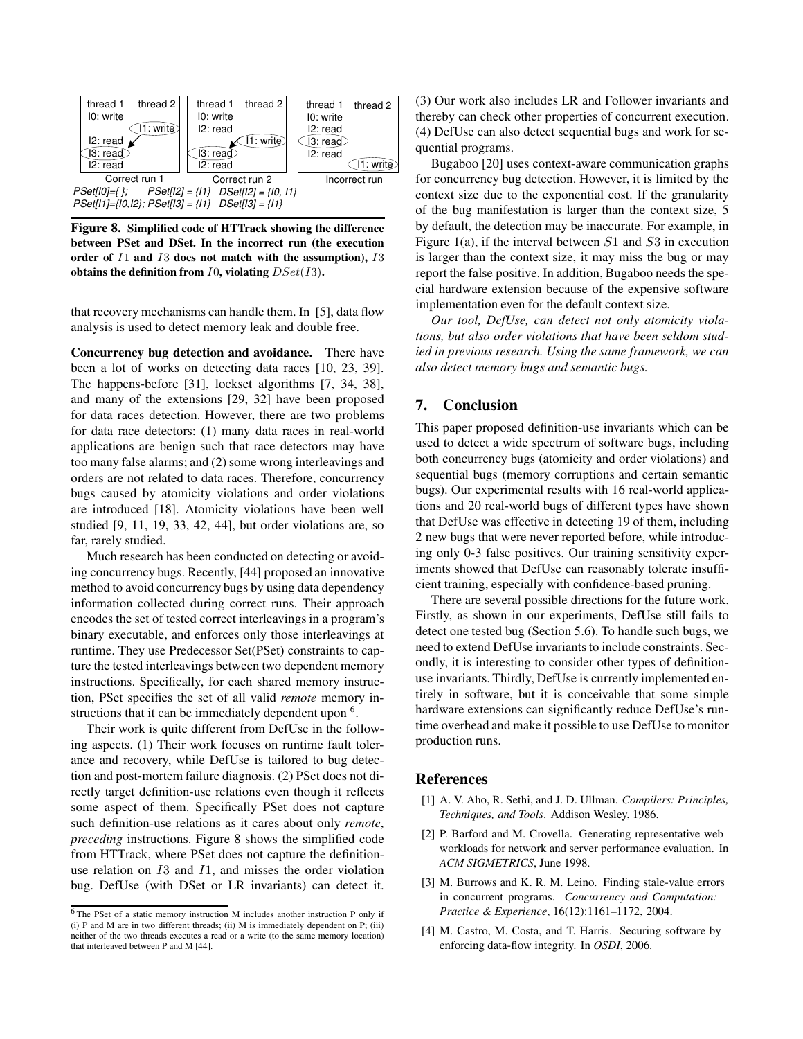| thread 1 | thread 2 |
|---|---|
| I0: write | |
| | I1: write |
| I2: read | |
| I3: read | |
| I2: read | |

Correct run 1

| thread 1 | thread 2 |
|---|---|
| I0: write | |
| I2: read | |
| | I1: write |
| I3: read | |
| I2: read | |

Correct run 2

| thread 1 | thread 2 |
|---|---|
| I0: write | |
| I2: read | |
| I3: read | |
| I2: read | |
| | I1: write |

Incorrect run

*PSet[I0]={ }; PSet[I2] = {I1} DSet[I2] = {I0, I1}*
*PSet[I1]={I0,I2}; PSet[I3] = {I1} DSet[I3] = {I1}*

**Figure 8. Simplified code of HTTrack showing the difference between PSet and DSet. In the incorrect run (the execution order of $I1$ and $I3$ does not match with the assumption), $I3$ obtains the definition from $I0$, violating $DSet(I3)$.**

that recovery mechanisms can handle them. In [5], data flow analysis is used to detect memory leak and double free.

**Concurrency bug detection and avoidance.** There have been a lot of works on detecting data races [10, 23, 39]. The happens-before [31], lockset algorithms [7, 34, 38], and many of the extensions [29, 32] have been proposed for data races detection. However, there are two problems for data race detectors: (1) many data races in real-world applications are benign such that race detectors may have too many false alarms; and (2) some wrong interleavings and orders are not related to data races. Therefore, concurrency bugs caused by atomicity violations and order violations are introduced [18]. Atomicity violations have been well studied [9, 11, 19, 33, 42, 44], but order violations are, so far, rarely studied.

Much research has been conducted on detecting or avoiding concurrency bugs. Recently, [44] proposed an innovative method to avoid concurrency bugs by using data dependency information collected during correct runs. Their approach encodes the set of tested correct interleavings in a program's binary executable, and enforces only those interleavings at runtime. They use Predecessor Set(PSet) constraints to capture the tested interleavings between two dependent memory instructions. Specifically, for each shared memory instruction, PSet specifies the set of all valid *remote* memory instructions that it can be immediately dependent upon [6].

Their work is quite different from DefUse in the following aspects. (1) Their work focuses on runtime fault tolerance and recovery, while DefUse is tailored to bug detection and post-mortem failure diagnosis. (2) PSet does not directly target definition-use relations even though it reflects some aspect of them. Specifically PSet does not capture such definition-use relations as it cares about only *remote*, *preceding* instructions. Figure 8 shows the simplified code from HTTrack, where PSet does not capture the definition-use relation on $I3$ and $I1$, and misses the order violation bug. DefUse (with DSet or LR invariants) can detect it.

[6] The PSet of a static memory instruction M includes another instruction P only if (i) P and M are in two different threads; (ii) M is immediately dependent on P; (iii) neither of the two threads executes a read or a write (to the same memory location) that interleaved between P and M [44].

(3) Our work also includes LR and Follower invariants and thereby can check other properties of concurrent execution. (4) DefUse can also detect sequential bugs and work for sequential programs.

Bugaboo [20] uses context-aware communication graphs for concurrency bug detection. However, it is limited by the context size due to the exponential cost. If the granularity of the bug manifestation is larger than the context size, 5 by default, the detection may be inaccurate. For example, in Figure 1(a), if the interval between $S1$ and $S3$ in execution is larger than the context size, it may miss the bug or may report the false positive. In addition, Bugaboo needs the special hardware extension because of the expensive software implementation even for the default context size.

*Our tool, DefUse, can detect not only atomicity violations, but also order violations that have been seldom studied in previous research. Using the same framework, we can also detect memory bugs and semantic bugs.*

## 7. Conclusion

This paper proposed definition-use invariants which can be used to detect a wide spectrum of software bugs, including both concurrency bugs (atomicity and order violations) and sequential bugs (memory corruptions and certain semantic bugs). Our experimental results with 16 real-world applications and 20 real-world bugs of different types have shown that DefUse was effective in detecting 19 of them, including 2 new bugs that were never reported before, while introducing only 0-3 false positives. Our training sensitivity experiments showed that DefUse can reasonably tolerate insufficient training, especially with confidence-based pruning.

There are several possible directions for the future work. Firstly, as shown in our experiments, DefUse still fails to detect one tested bug (Section 5.6). To handle such bugs, we need to extend DefUse invariants to include constraints. Secondly, it is interesting to consider other types of definition-use invariants. Thirdly, DefUse is currently implemented entirely in software, but it is conceivable that some simple hardware extensions can significantly reduce DefUse's runtime overhead and make it possible to use DefUse to monitor production runs.

## References

[1] A. V. Aho, R. Sethi, and J. D. Ullman. *Compilers: Principles, Techniques, and Tools*. Addison Wesley, 1986.

[2] P. Barford and M. Crovella. Generating representative web workloads for network and server performance evaluation. In *ACM SIGMETRICS*, June 1998.

[3] M. Burrows and K. R. M. Leino. Finding stale-value errors in concurrent programs. *Concurrency and Computation: Practice & Experience*, 16(12):1161–1172, 2004.

[4] M. Castro, M. Costa, and T. Harris. Securing software by enforcing data-flow integrity. In *OSDI*, 2006.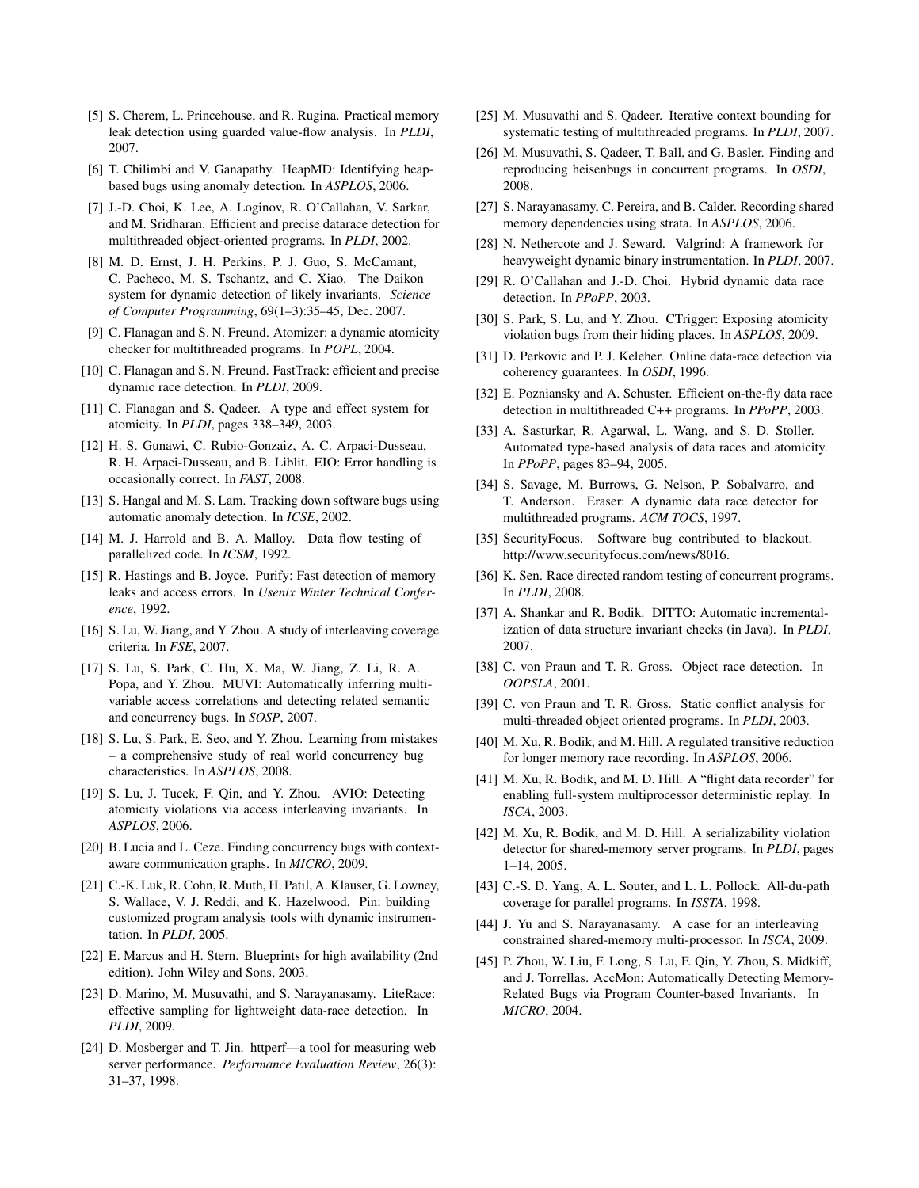[5] S. Cherem, L. Princehouse, and R. Rugina. Practical memory leak detection using guarded value-flow analysis. In *PLDI*, 2007.

[6] T. Chilimbi and V. Ganapathy. HeapMD: Identifying heap-based bugs using anomaly detection. In *ASPLOS*, 2006.

[7] J.-D. Choi, K. Lee, A. Loginov, R. O'Callahan, V. Sarkar, and M. Sridharan. Efficient and precise datarace detection for multithreaded object-oriented programs. In *PLDI*, 2002.

[8] M. D. Ernst, J. H. Perkins, P. J. Guo, S. McCamant, C. Pacheco, M. S. Tschantz, and C. Xiao. The Daikon system for dynamic detection of likely invariants. *Science of Computer Programming*, 69(1–3):35–45, Dec. 2007.

[9] C. Flanagan and S. N. Freund. Atomizer: a dynamic atomicity checker for multithreaded programs. In *POPL*, 2004.

[10] C. Flanagan and S. N. Freund. FastTrack: efficient and precise dynamic race detection. In *PLDI*, 2009.

[11] C. Flanagan and S. Qadeer. A type and effect system for atomicity. In *PLDI*, pages 338–349, 2003.

[12] H. S. Gunawi, C. Rubio-Gonzaiz, A. C. Arpaci-Dusseau, R. H. Arpaci-Dusseau, and B. Liblit. EIO: Error handling is occasionally correct. In *FAST*, 2008.

[13] S. Hangal and M. S. Lam. Tracking down software bugs using automatic anomaly detection. In *ICSE*, 2002.

[14] M. J. Harrold and B. A. Malloy. Data flow testing of parallelized code. In *ICSM*, 1992.

[15] R. Hastings and B. Joyce. Purify: Fast detection of memory leaks and access errors. In *Usenix Winter Technical Conference*, 1992.

[16] S. Lu, W. Jiang, and Y. Zhou. A study of interleaving coverage criteria. In *FSE*, 2007.

[17] S. Lu, S. Park, C. Hu, X. Ma, W. Jiang, Z. Li, R. A. Popa, and Y. Zhou. MUVI: Automatically inferring multi-variable access correlations and detecting related semantic and concurrency bugs. In *SOSP*, 2007.

[18] S. Lu, S. Park, E. Seo, and Y. Zhou. Learning from mistakes – a comprehensive study of real world concurrency bug characteristics. In *ASPLOS*, 2008.

[19] S. Lu, J. Tucek, F. Qin, and Y. Zhou. AVIO: Detecting atomicity violations via access interleaving invariants. In *ASPLOS*, 2006.

[20] B. Lucia and L. Ceze. Finding concurrency bugs with context-aware communication graphs. In *MICRO*, 2009.

[21] C.-K. Luk, R. Cohn, R. Muth, H. Patil, A. Klauser, G. Lowney, S. Wallace, V. J. Reddi, and K. Hazelwood. Pin: building customized program analysis tools with dynamic instrumentation. In *PLDI*, 2005.

[22] E. Marcus and H. Stern. Blueprints for high availability (2nd edition). John Wiley and Sons, 2003.

[23] D. Marino, M. Musuvathi, and S. Narayanasamy. LiteRace: effective sampling for lightweight data-race detection. In *PLDI*, 2009.

[24] D. Mosberger and T. Jin. httperf—a tool for measuring web server performance. *Performance Evaluation Review*, 26(3): 31–37, 1998.

[25] M. Musuvathi and S. Qadeer. Iterative context bounding for systematic testing of multithreaded programs. In *PLDI*, 2007.

[26] M. Musuvathi, S. Qadeer, T. Ball, and G. Basler. Finding and reproducing heisenbugs in concurrent programs. In *OSDI*, 2008.

[27] S. Narayanasamy, C. Pereira, and B. Calder. Recording shared memory dependencies using strata. In *ASPLOS*, 2006.

[28] N. Nethercote and J. Seward. Valgrind: A framework for heavyweight dynamic binary instrumentation. In *PLDI*, 2007.

[29] R. O'Callahan and J.-D. Choi. Hybrid dynamic data race detection. In *PPoPP*, 2003.

[30] S. Park, S. Lu, and Y. Zhou. CTrigger: Exposing atomicity violation bugs from their hiding places. In *ASPLOS*, 2009.

[31] D. Perkovic and P. J. Keleher. Online data-race detection via coherency guarantees. In *OSDI*, 1996.

[32] E. Pozniansky and A. Schuster. Efficient on-the-fly data race detection in multithreaded C++ programs. In *PPoPP*, 2003.

[33] A. Sasturkar, R. Agarwal, L. Wang, and S. D. Stoller. Automated type-based analysis of data races and atomicity. In *PPoPP*, pages 83–94, 2005.

[34] S. Savage, M. Burrows, G. Nelson, P. Sobalvarro, and T. Anderson. Eraser: A dynamic data race detector for multithreaded programs. *ACM TOCS*, 1997.

[35] SecurityFocus. Software bug contributed to blackout. http://www.securityfocus.com/news/8016.

[36] K. Sen. Race directed random testing of concurrent programs. In *PLDI*, 2008.

[37] A. Shankar and R. Bodik. DITTO: Automatic incrementalization of data structure invariant checks (in Java). In *PLDI*, 2007.

[38] C. von Praun and T. R. Gross. Object race detection. In *OOPSLA*, 2001.

[39] C. von Praun and T. R. Gross. Static conflict analysis for multi-threaded object oriented programs. In *PLDI*, 2003.

[40] M. Xu, R. Bodik, and M. Hill. A regulated transitive reduction for longer memory race recording. In *ASPLOS*, 2006.

[41] M. Xu, R. Bodik, and M. D. Hill. A "flight data recorder" for enabling full-system multiprocessor deterministic replay. In *ISCA*, 2003.

[42] M. Xu, R. Bodik, and M. D. Hill. A serializability violation detector for shared-memory server programs. In *PLDI*, pages 1–14, 2005.

[43] C.-S. D. Yang, A. L. Souter, and L. L. Pollock. All-du-path coverage for parallel programs. In *ISSTA*, 1998.

[44] J. Yu and S. Narayanasamy. A case for an interleaving constrained shared-memory multi-processor. In *ISCA*, 2009.

[45] P. Zhou, W. Liu, F. Long, S. Lu, F. Qin, Y. Zhou, S. Midkiff, and J. Torrellas. AccMon: Automatically Detecting Memory-Related Bugs via Program Counter-based Invariants. In *MICRO*, 2004.